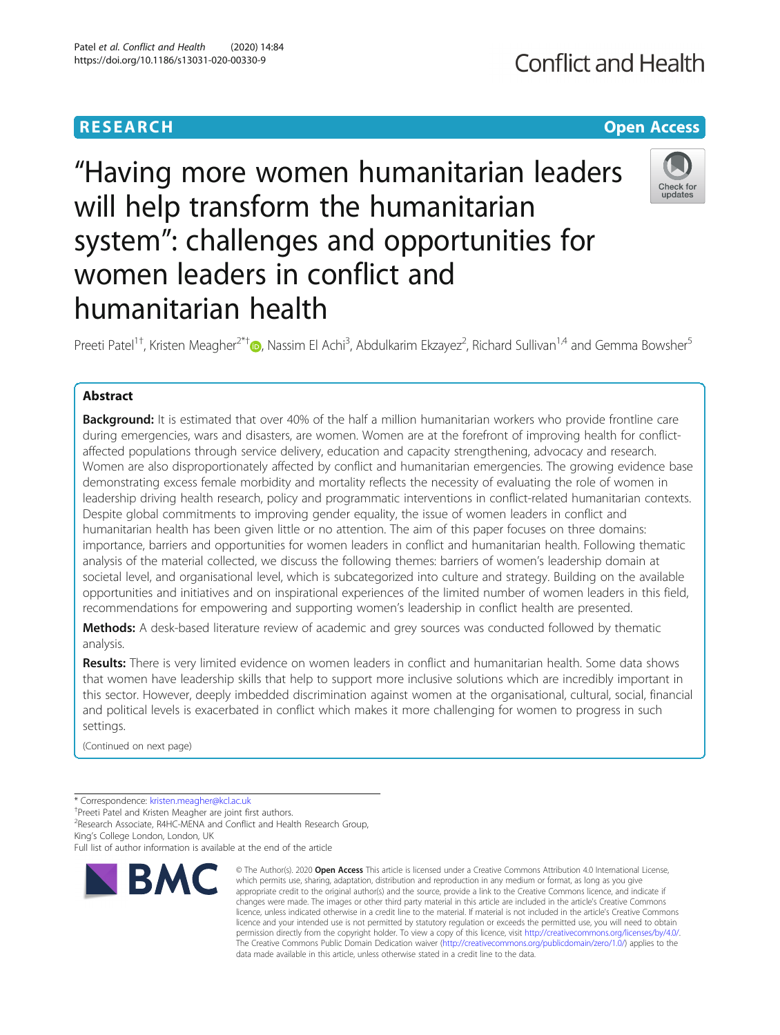Conflict and Health

RESEARCH | Open Access

# “Having more women humanitarian leaders will help transform the humanitarian system”: challenges and opportunities for women leaders in conflict and humanitarian health

Preeti Patel[1†], Kristen Meagher[2*†], Nassim El Achi[3], Abdulkarim Ekzayez[2], Richard Sullivan[1,4] and Gemma Bowsher[5]

## Abstract

**Background:** It is estimated that over 40% of the half a million humanitarian workers who provide frontline care during emergencies, wars and disasters, are women. Women are at the forefront of improving health for conflict-affected populations through service delivery, education and capacity strengthening, advocacy and research. Women are also disproportionately affected by conflict and humanitarian emergencies. The growing evidence base demonstrating excess female morbidity and mortality reflects the necessity of evaluating the role of women in leadership driving health research, policy and programmatic interventions in conflict-related humanitarian contexts. Despite global commitments to improving gender equality, the issue of women leaders in conflict and humanitarian health has been given little or no attention. The aim of this paper focuses on three domains: importance, barriers and opportunities for women leaders in conflict and humanitarian health. Following thematic analysis of the material collected, we discuss the following themes: barriers of women's leadership domain at societal level, and organisational level, which is subcategorized into culture and strategy. Building on the available opportunities and initiatives and on inspirational experiences of the limited number of women leaders in this field, recommendations for empowering and supporting women's leadership in conflict health are presented.

**Methods:** A desk-based literature review of academic and grey sources was conducted followed by thematic analysis.

**Results:** There is very limited evidence on women leaders in conflict and humanitarian health. Some data shows that women have leadership skills that help to support more inclusive solutions which are incredibly important in this sector. However, deeply imbedded discrimination against women at the organisational, cultural, social, financial and political levels is exacerbated in conflict which makes it more challenging for women to progress in such settings.

(Continued on next page)

\* Correspondence: kristen.meagher@kcl.ac.uk

†Preeti Patel and Kristen Meagher are joint first authors.

[2]Research Associate, R4HC-MENA and Conflict and Health Research Group, King's College London, London, UK

Full list of author information is available at the end of the article

© The Author(s). 2020 **Open Access** This article is licensed under a Creative Commons Attribution 4.0 International License, which permits use, sharing, adaptation, distribution and reproduction in any medium or format, as long as you give appropriate credit to the original author(s) and the source, provide a link to the Creative Commons licence, and indicate if changes were made. The images or other third party material in this article are included in the article's Creative Commons licence, unless indicated otherwise in a credit line to the material. If material is not included in the article's Creative Commons licence and your intended use is not permitted by statutory regulation or exceeds the permitted use, you will need to obtain permission directly from the copyright holder. To view a copy of this licence, visit http://creativecommons.org/licenses/by/4.0/. The Creative Commons Public Domain Dedication waiver (http://creativecommons.org/publicdomain/zero/1.0/) applies to the data made available in this article, unless otherwise stated in a credit line to the data.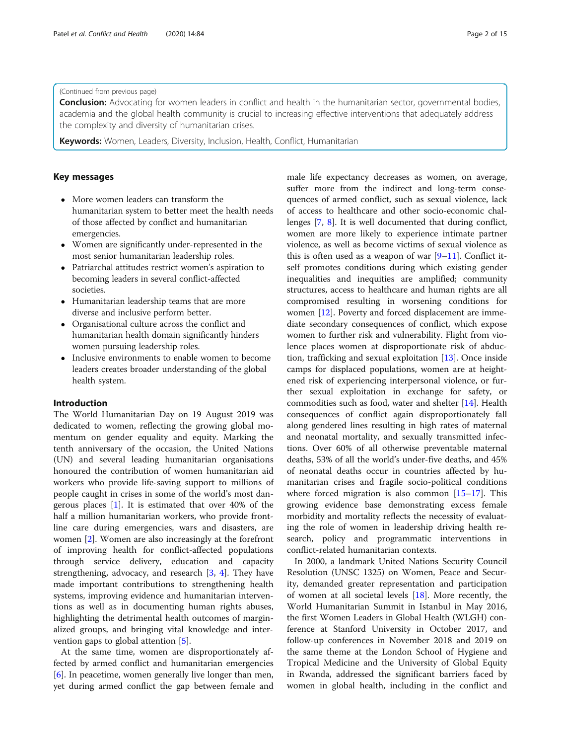(Continued from previous page)

**Conclusion:** Advocating for women leaders in conflict and health in the humanitarian sector, governmental bodies, academia and the global health community is crucial to increasing effective interventions that adequately address the complexity and diversity of humanitarian crises.

**Keywords:** Women, Leaders, Diversity, Inclusion, Health, Conflict, Humanitarian

## Key messages

- More women leaders can transform the humanitarian system to better meet the health needs of those affected by conflict and humanitarian emergencies.
- Women are significantly under-represented in the most senior humanitarian leadership roles.
- Patriarchal attitudes restrict women's aspiration to becoming leaders in several conflict-affected societies.
- Humanitarian leadership teams that are more diverse and inclusive perform better.
- Organisational culture across the conflict and humanitarian health domain significantly hinders women pursuing leadership roles.
- Inclusive environments to enable women to become leaders creates broader understanding of the global health system.

## Introduction

The World Humanitarian Day on 19 August 2019 was dedicated to women, reflecting the growing global momentum on gender equality and equity. Marking the tenth anniversary of the occasion, the United Nations (UN) and several leading humanitarian organisations honoured the contribution of women humanitarian aid workers who provide life-saving support to millions of people caught in crises in some of the world's most dangerous places [1]. It is estimated that over 40% of the half a million humanitarian workers, who provide front-line care during emergencies, wars and disasters, are women [2]. Women are also increasingly at the forefront of improving health for conflict-affected populations through service delivery, education and capacity strengthening, advocacy, and research [3, 4]. They have made important contributions to strengthening health systems, improving evidence and humanitarian interventions as well as in documenting human rights abuses, highlighting the detrimental health outcomes of marginalized groups, and bringing vital knowledge and intervention gaps to global attention [5].

At the same time, women are disproportionately affected by armed conflict and humanitarian emergencies [6]. In peacetime, women generally live longer than men, yet during armed conflict the gap between female and male life expectancy decreases as women, on average, suffer more from the indirect and long-term consequences of armed conflict, such as sexual violence, lack of access to healthcare and other socio-economic challenges [7, 8]. It is well documented that during conflict, women are more likely to experience intimate partner violence, as well as become victims of sexual violence as this is often used as a weapon of war [9–11]. Conflict itself promotes conditions during which existing gender inequalities and inequities are amplified; community structures, access to healthcare and human rights are all compromised resulting in worsening conditions for women [12]. Poverty and forced displacement are immediate secondary consequences of conflict, which expose women to further risk and vulnerability. Flight from violence places women at disproportionate risk of abduction, trafficking and sexual exploitation [13]. Once inside camps for displaced populations, women are at heightened risk of experiencing interpersonal violence, or further sexual exploitation in exchange for safety, or commodities such as food, water and shelter [14]. Health consequences of conflict again disproportionately fall along gendered lines resulting in high rates of maternal and neonatal mortality, and sexually transmitted infections. Over 60% of all otherwise preventable maternal deaths, 53% of all the world's under-five deaths, and 45% of neonatal deaths occur in countries affected by humanitarian crises and fragile socio-political conditions where forced migration is also common [15–17]. This growing evidence base demonstrating excess female morbidity and mortality reflects the necessity of evaluating the role of women in leadership driving health research, policy and programmatic interventions in conflict-related humanitarian contexts.

In 2000, a landmark United Nations Security Council Resolution (UNSC 1325) on Women, Peace and Security, demanded greater representation and participation of women at all societal levels [18]. More recently, the World Humanitarian Summit in Istanbul in May 2016, the first Women Leaders in Global Health (WLGH) conference at Stanford University in October 2017, and follow-up conferences in November 2018 and 2019 on the same theme at the London School of Hygiene and Tropical Medicine and the University of Global Equity in Rwanda, addressed the significant barriers faced by women in global health, including in the conflict and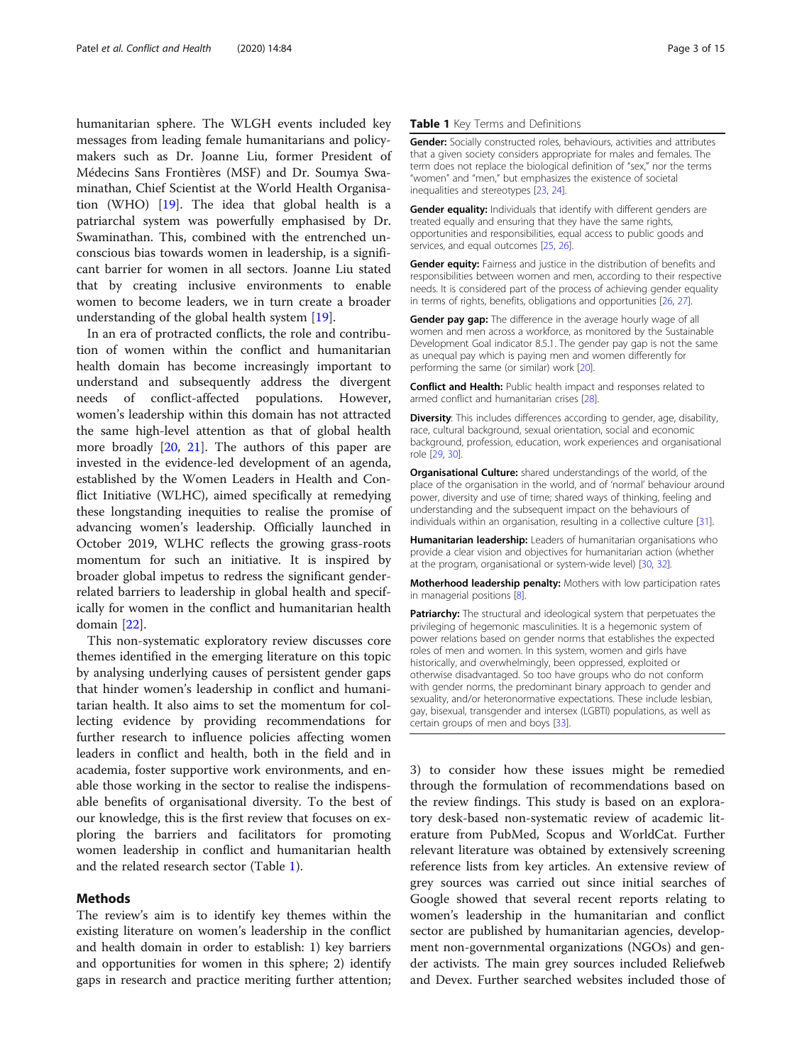humanitarian sphere. The WLGH events included key messages from leading female humanitarians and policy-makers such as Dr. Joanne Liu, former President of Médecins Sans Frontières (MSF) and Dr. Soumya Swaminathan, Chief Scientist at the World Health Organisation (WHO) [19]. The idea that global health is a patriarchal system was powerfully emphasised by Dr. Swaminathan. This, combined with the entrenched unconscious bias towards women in leadership, is a significant barrier for women in all sectors. Joanne Liu stated that by creating inclusive environments to enable women to become leaders, we in turn create a broader understanding of the global health system [19].

In an era of protracted conflicts, the role and contribution of women within the conflict and humanitarian health domain has become increasingly important to understand and subsequently address the divergent needs of conflict-affected populations. However, women's leadership within this domain has not attracted the same high-level attention as that of global health more broadly [20, 21]. The authors of this paper are invested in the evidence-led development of an agenda, established by the Women Leaders in Health and Conflict Initiative (WLHC), aimed specifically at remedying these longstanding inequities to realise the promise of advancing women's leadership. Officially launched in October 2019, WLHC reflects the growing grass-roots momentum for such an initiative. It is inspired by broader global impetus to redress the significant gender-related barriers to leadership in global health and specifically for women in the conflict and humanitarian health domain [22].

This non-systematic exploratory review discusses core themes identified in the emerging literature on this topic by analysing underlying causes of persistent gender gaps that hinder women's leadership in conflict and humanitarian health. It also aims to set the momentum for collecting evidence by providing recommendations for further research to influence policies affecting women leaders in conflict and health, both in the field and in academia, foster supportive work environments, and enable those working in the sector to realise the indispensable benefits of organisational diversity. To the best of our knowledge, this is the first review that focuses on exploring the barriers and facilitators for promoting women leadership in conflict and humanitarian health and the related research sector (Table 1).

**Table 1** Key Terms and Definitions

**Gender:** Socially constructed roles, behaviours, activities and attributes that a given society considers appropriate for males and females. The term does not replace the biological definition of "sex," nor the terms "women" and "men," but emphasizes the existence of societal inequalities and stereotypes [23, 24].

**Gender equality:** Individuals that identify with different genders are treated equally and ensuring that they have the same rights, opportunities and responsibilities, equal access to public goods and services, and equal outcomes [25, 26].

**Gender equity:** Fairness and justice in the distribution of benefits and responsibilities between women and men, according to their respective needs. It is considered part of the process of achieving gender equality in terms of rights, benefits, obligations and opportunities [26, 27].

**Gender pay gap:** The difference in the average hourly wage of all women and men across a workforce, as monitored by the Sustainable Development Goal indicator 8.5.1. The gender pay gap is not the same as unequal pay which is paying men and women differently for performing the same (or similar) work [20].

**Conflict and Health:** Public health impact and responses related to armed conflict and humanitarian crises [28].

**Diversity**: This includes differences according to gender, age, disability, race, cultural background, sexual orientation, social and economic background, profession, education, work experiences and organisational role [29, 30].

**Organisational Culture:** shared understandings of the world, of the place of the organisation in the world, and of 'normal' behaviour around power, diversity and use of time; shared ways of thinking, feeling and understanding and the subsequent impact on the behaviours of individuals within an organisation, resulting in a collective culture [31].

**Humanitarian leadership:** Leaders of humanitarian organisations who provide a clear vision and objectives for humanitarian action (whether at the program, organisational or system-wide level) [30, 32].

**Motherhood leadership penalty:** Mothers with low participation rates in managerial positions [8].

**Patriarchy:** The structural and ideological system that perpetuates the privileging of hegemonic masculinities. It is a hegemonic system of power relations based on gender norms that establishes the expected roles of men and women. In this system, women and girls have historically, and overwhelmingly, been oppressed, exploited or otherwise disadvantaged. So too have groups who do not conform with gender norms, the predominant binary approach to gender and sexuality, and/or heteronormative expectations. These include lesbian, gay, bisexual, transgender and intersex (LGBTI) populations, as well as certain groups of men and boys [33].

## Methods

The review's aim is to identify key themes within the existing literature on women's leadership in the conflict and health domain in order to establish: 1) key barriers and opportunities for women in this sphere; 2) identify gaps in research and practice meriting further attention; 3) to consider how these issues might be remedied through the formulation of recommendations based on the review findings. This study is based on an exploratory desk-based non-systematic review of academic literature from PubMed, Scopus and WorldCat. Further relevant literature was obtained by extensively screening reference lists from key articles. An extensive review of grey sources was carried out since initial searches of Google showed that several recent reports relating to women's leadership in the humanitarian and conflict sector are published by humanitarian agencies, development non-governmental organizations (NGOs) and gender activists. The main grey sources included Reliefweb and Devex. Further searched websites included those of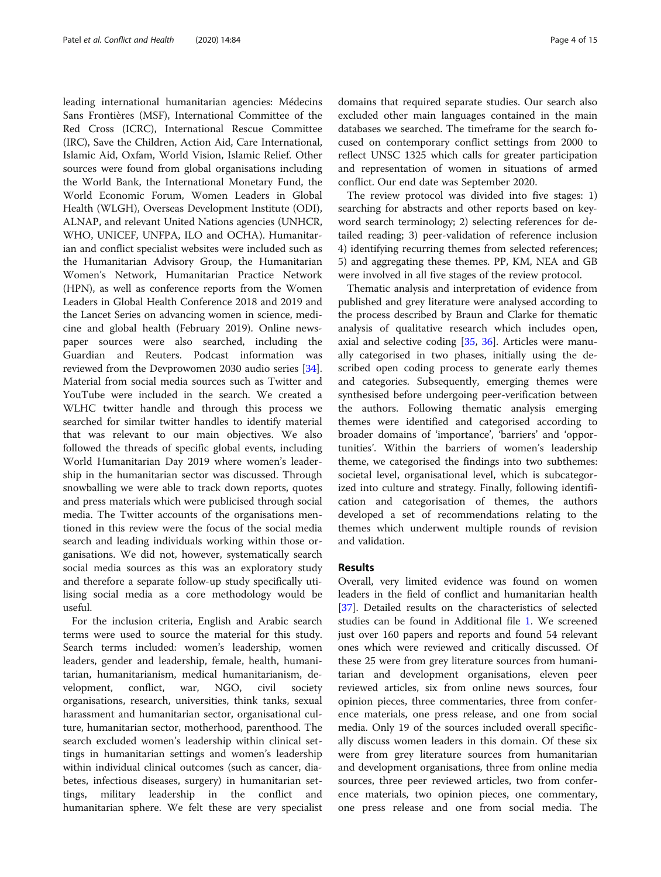leading international humanitarian agencies: Médecins Sans Frontières (MSF), International Committee of the Red Cross (ICRC), International Rescue Committee (IRC), Save the Children, Action Aid, Care International, Islamic Aid, Oxfam, World Vision, Islamic Relief. Other sources were found from global organisations including the World Bank, the International Monetary Fund, the World Economic Forum, Women Leaders in Global Health (WLGH), Overseas Development Institute (ODI), ALNAP, and relevant United Nations agencies (UNHCR, WHO, UNICEF, UNFPA, ILO and OCHA). Humanitarian and conflict specialist websites were included such as the Humanitarian Advisory Group, the Humanitarian Women's Network, Humanitarian Practice Network (HPN), as well as conference reports from the Women Leaders in Global Health Conference 2018 and 2019 and the Lancet Series on advancing women in science, medicine and global health (February 2019). Online newspaper sources were also searched, including the Guardian and Reuters. Podcast information was reviewed from the Devprowomen 2030 audio series [34]. Material from social media sources such as Twitter and YouTube were included in the search. We created a WLHC twitter handle and through this process we searched for similar twitter handles to identify material that was relevant to our main objectives. We also followed the threads of specific global events, including World Humanitarian Day 2019 where women's leadership in the humanitarian sector was discussed. Through snowballing we were able to track down reports, quotes and press materials which were publicised through social media. The Twitter accounts of the organisations mentioned in this review were the focus of the social media search and leading individuals working within those organisations. We did not, however, systematically search social media sources as this was an exploratory study and therefore a separate follow-up study specifically utilising social media as a core methodology would be useful.

For the inclusion criteria, English and Arabic search terms were used to source the material for this study. Search terms included: women's leadership, women leaders, gender and leadership, female, health, humanitarian, humanitarianism, medical humanitarianism, development, conflict, war, NGO, civil society organisations, research, universities, think tanks, sexual harassment and humanitarian sector, organisational culture, humanitarian sector, motherhood, parenthood. The search excluded women's leadership within clinical settings in humanitarian settings and women's leadership within individual clinical outcomes (such as cancer, diabetes, infectious diseases, surgery) in humanitarian settings, military leadership in the conflict and humanitarian sphere. We felt these are very specialist domains that required separate studies. Our search also excluded other main languages contained in the main databases we searched. The timeframe for the search focused on contemporary conflict settings from 2000 to reflect UNSC 1325 which calls for greater participation and representation of women in situations of armed conflict. Our end date was September 2020.

The review protocol was divided into five stages: 1) searching for abstracts and other reports based on keyword search terminology; 2) selecting references for detailed reading; 3) peer-validation of reference inclusion 4) identifying recurring themes from selected references; 5) and aggregating these themes. PP, KM, NEA and GB were involved in all five stages of the review protocol.

Thematic analysis and interpretation of evidence from published and grey literature were analysed according to the process described by Braun and Clarke for thematic analysis of qualitative research which includes open, axial and selective coding [35, 36]. Articles were manually categorised in two phases, initially using the described open coding process to generate early themes and categories. Subsequently, emerging themes were synthesised before undergoing peer-verification between the authors. Following thematic analysis emerging themes were identified and categorised according to broader domains of 'importance', 'barriers' and 'opportunities'. Within the barriers of women's leadership theme, we categorised the findings into two subthemes: societal level, organisational level, which is subcategorized into culture and strategy. Finally, following identification and categorisation of themes, the authors developed a set of recommendations relating to the themes which underwent multiple rounds of revision and validation.

## Results

Overall, very limited evidence was found on women leaders in the field of conflict and humanitarian health [37]. Detailed results on the characteristics of selected studies can be found in Additional file 1. We screened just over 160 papers and reports and found 54 relevant ones which were reviewed and critically discussed. Of these 25 were from grey literature sources from humanitarian and development organisations, eleven peer reviewed articles, six from online news sources, four opinion pieces, three commentaries, three from conference materials, one press release, and one from social media. Only 19 of the sources included overall specifically discuss women leaders in this domain. Of these six were from grey literature sources from humanitarian and development organisations, three from online media sources, three peer reviewed articles, two from conference materials, two opinion pieces, one commentary, one press release and one from social media. The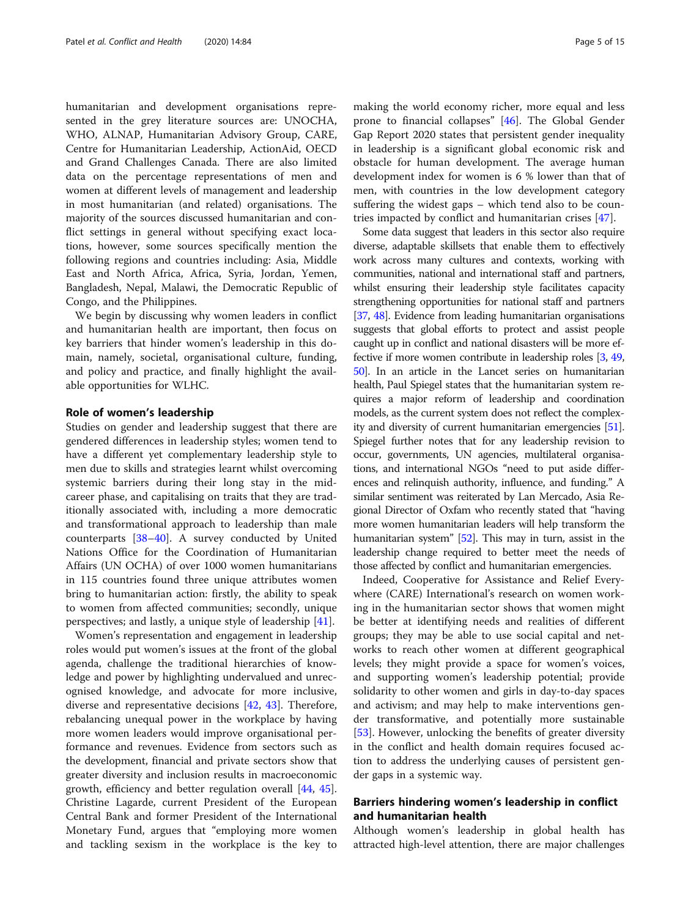humanitarian and development organisations represented in the grey literature sources are: UNOCHA, WHO, ALNAP, Humanitarian Advisory Group, CARE, Centre for Humanitarian Leadership, ActionAid, OECD and Grand Challenges Canada. There are also limited data on the percentage representations of men and women at different levels of management and leadership in most humanitarian (and related) organisations. The majority of the sources discussed humanitarian and conflict settings in general without specifying exact locations, however, some sources specifically mention the following regions and countries including: Asia, Middle East and North Africa, Africa, Syria, Jordan, Yemen, Bangladesh, Nepal, Malawi, the Democratic Republic of Congo, and the Philippines.

We begin by discussing why women leaders in conflict and humanitarian health are important, then focus on key barriers that hinder women's leadership in this domain, namely, societal, organisational culture, funding, and policy and practice, and finally highlight the available opportunities for WLHC.

## Role of women's leadership

Studies on gender and leadership suggest that there are gendered differences in leadership styles; women tend to have a different yet complementary leadership style to men due to skills and strategies learnt whilst overcoming systemic barriers during their long stay in the mid-career phase, and capitalising on traits that they are traditionally associated with, including a more democratic and transformational approach to leadership than male counterparts [38–40]. A survey conducted by United Nations Office for the Coordination of Humanitarian Affairs (UN OCHA) of over 1000 women humanitarians in 115 countries found three unique attributes women bring to humanitarian action: firstly, the ability to speak to women from affected communities; secondly, unique perspectives; and lastly, a unique style of leadership [41].

Women's representation and engagement in leadership roles would put women's issues at the front of the global agenda, challenge the traditional hierarchies of knowledge and power by highlighting undervalued and unrecognised knowledge, and advocate for more inclusive, diverse and representative decisions [42, 43]. Therefore, rebalancing unequal power in the workplace by having more women leaders would improve organisational performance and revenues. Evidence from sectors such as the development, financial and private sectors show that greater diversity and inclusion results in macroeconomic growth, efficiency and better regulation overall [44, 45]. Christine Lagarde, current President of the European Central Bank and former President of the International Monetary Fund, argues that "employing more women and tackling sexism in the workplace is the key to making the world economy richer, more equal and less prone to financial collapses" [46]. The Global Gender Gap Report 2020 states that persistent gender inequality in leadership is a significant global economic risk and obstacle for human development. The average human development index for women is 6 % lower than that of men, with countries in the low development category suffering the widest gaps – which tend also to be countries impacted by conflict and humanitarian crises [47].

Some data suggest that leaders in this sector also require diverse, adaptable skillsets that enable them to effectively work across many cultures and contexts, working with communities, national and international staff and partners, whilst ensuring their leadership style facilitates capacity strengthening opportunities for national staff and partners [37, 48]. Evidence from leading humanitarian organisations suggests that global efforts to protect and assist people caught up in conflict and national disasters will be more effective if more women contribute in leadership roles [3, 49, 50]. In an article in the Lancet series on humanitarian health, Paul Spiegel states that the humanitarian system requires a major reform of leadership and coordination models, as the current system does not reflect the complexity and diversity of current humanitarian emergencies [51]. Spiegel further notes that for any leadership revision to occur, governments, UN agencies, multilateral organisations, and international NGOs "need to put aside differences and relinquish authority, influence, and funding." A similar sentiment was reiterated by Lan Mercado, Asia Regional Director of Oxfam who recently stated that "having more women humanitarian leaders will help transform the humanitarian system" [52]. This may in turn, assist in the leadership change required to better meet the needs of those affected by conflict and humanitarian emergencies.

Indeed, Cooperative for Assistance and Relief Everywhere (CARE) International's research on women working in the humanitarian sector shows that women might be better at identifying needs and realities of different groups; they may be able to use social capital and networks to reach other women at different geographical levels; they might provide a space for women's voices, and supporting women's leadership potential; provide solidarity to other women and girls in day-to-day spaces and activism; and may help to make interventions gender transformative, and potentially more sustainable [53]. However, unlocking the benefits of greater diversity in the conflict and health domain requires focused action to address the underlying causes of persistent gender gaps in a systemic way.

## Barriers hindering women's leadership in conflict and humanitarian health

Although women's leadership in global health has attracted high-level attention, there are major challenges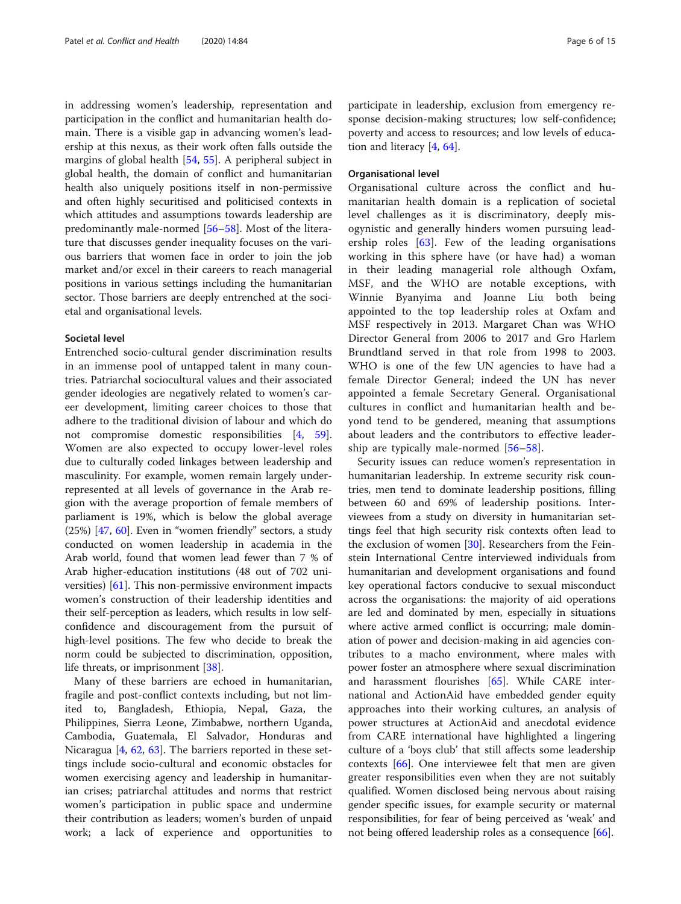in addressing women's leadership, representation and participation in the conflict and humanitarian health domain. There is a visible gap in advancing women's leadership at this nexus, as their work often falls outside the margins of global health [54, 55]. A peripheral subject in global health, the domain of conflict and humanitarian health also uniquely positions itself in non-permissive and often highly securitised and politicised contexts in which attitudes and assumptions towards leadership are predominantly male-normed [56–58]. Most of the literature that discusses gender inequality focuses on the various barriers that women face in order to join the job market and/or excel in their careers to reach managerial positions in various settings including the humanitarian sector. Those barriers are deeply entrenched at the societal and organisational levels.

#### Societal level

Entrenched socio-cultural gender discrimination results in an immense pool of untapped talent in many countries. Patriarchal sociocultural values and their associated gender ideologies are negatively related to women's career development, limiting career choices to those that adhere to the traditional division of labour and which do not compromise domestic responsibilities [4, 59]. Women are also expected to occupy lower-level roles due to culturally coded linkages between leadership and masculinity. For example, women remain largely underrepresented at all levels of governance in the Arab region with the average proportion of female members of parliament is 19%, which is below the global average (25%) [47, 60]. Even in "women friendly" sectors, a study conducted on women leadership in academia in the Arab world, found that women lead fewer than 7 % of Arab higher-education institutions (48 out of 702 universities) [61]. This non-permissive environment impacts women's construction of their leadership identities and their self-perception as leaders, which results in low self-confidence and discouragement from the pursuit of high-level positions. The few who decide to break the norm could be subjected to discrimination, opposition, life threats, or imprisonment [38].

Many of these barriers are echoed in humanitarian, fragile and post-conflict contexts including, but not limited to, Bangladesh, Ethiopia, Nepal, Gaza, the Philippines, Sierra Leone, Zimbabwe, northern Uganda, Cambodia, Guatemala, El Salvador, Honduras and Nicaragua [4, 62, 63]. The barriers reported in these settings include socio-cultural and economic obstacles for women exercising agency and leadership in humanitarian crises; patriarchal attitudes and norms that restrict women's participation in public space and undermine their contribution as leaders; women's burden of unpaid work; a lack of experience and opportunities to participate in leadership, exclusion from emergency response decision-making structures; low self-confidence; poverty and access to resources; and low levels of education and literacy [4, 64].

#### Organisational level

Organisational culture across the conflict and humanitarian health domain is a replication of societal level challenges as it is discriminatory, deeply misogynistic and generally hinders women pursuing leadership roles [63]. Few of the leading organisations working in this sphere have (or have had) a woman in their leading managerial role although Oxfam, MSF, and the WHO are notable exceptions, with Winnie Byanyima and Joanne Liu both being appointed to the top leadership roles at Oxfam and MSF respectively in 2013. Margaret Chan was WHO Director General from 2006 to 2017 and Gro Harlem Brundtland served in that role from 1998 to 2003. WHO is one of the few UN agencies to have had a female Director General; indeed the UN has never appointed a female Secretary General. Organisational cultures in conflict and humanitarian health and beyond tend to be gendered, meaning that assumptions about leaders and the contributors to effective leadership are typically male-normed [56–58].

Security issues can reduce women's representation in humanitarian leadership. In extreme security risk countries, men tend to dominate leadership positions, filling between 60 and 69% of leadership positions. Interviewees from a study on diversity in humanitarian settings feel that high security risk contexts often lead to the exclusion of women [30]. Researchers from the Feinstein International Centre interviewed individuals from humanitarian and development organisations and found key operational factors conducive to sexual misconduct across the organisations: the majority of aid operations are led and dominated by men, especially in situations where active armed conflict is occurring; male domination of power and decision-making in aid agencies contributes to a macho environment, where males with power foster an atmosphere where sexual discrimination and harassment flourishes [65]. While CARE international and ActionAid have embedded gender equity approaches into their working cultures, an analysis of power structures at ActionAid and anecdotal evidence from CARE international have highlighted a lingering culture of a 'boys club' that still affects some leadership contexts [66]. One interviewee felt that men are given greater responsibilities even when they are not suitably qualified. Women disclosed being nervous about raising gender specific issues, for example security or maternal responsibilities, for fear of being perceived as 'weak' and not being offered leadership roles as a consequence [66].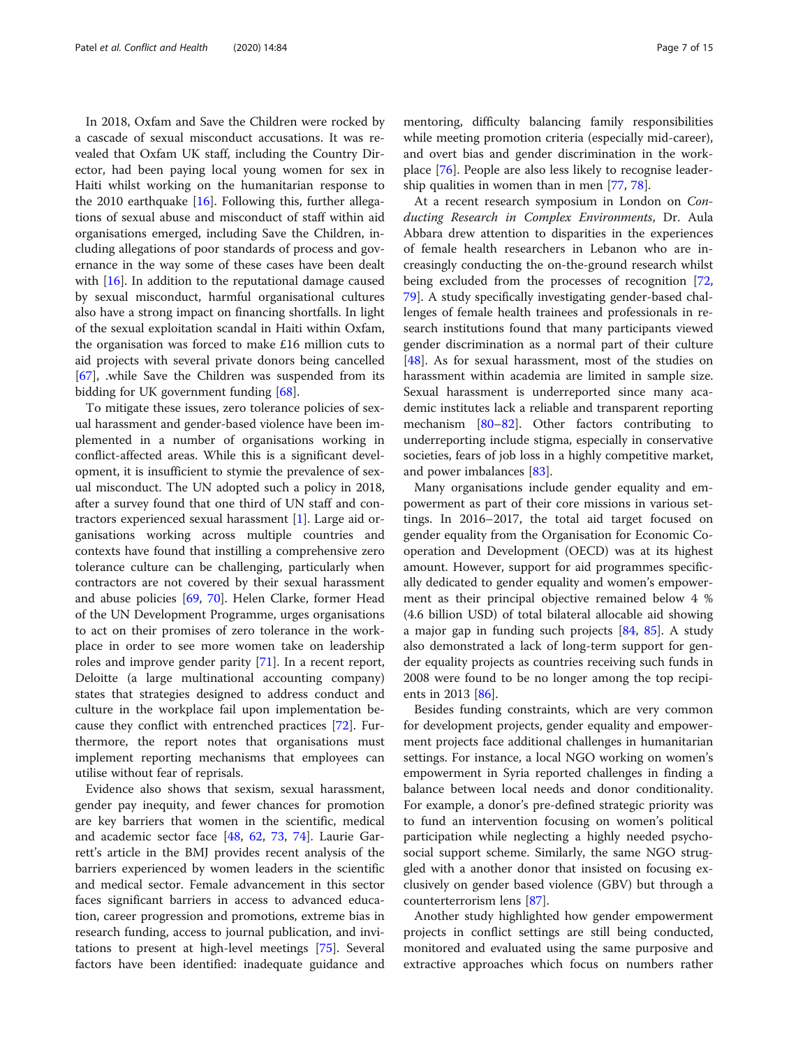In 2018, Oxfam and Save the Children were rocked by a cascade of sexual misconduct accusations. It was revealed that Oxfam UK staff, including the Country Director, had been paying local young women for sex in Haiti whilst working on the humanitarian response to the 2010 earthquake [16]. Following this, further allegations of sexual abuse and misconduct of staff within aid organisations emerged, including Save the Children, including allegations of poor standards of process and governance in the way some of these cases have been dealt with [16]. In addition to the reputational damage caused by sexual misconduct, harmful organisational cultures also have a strong impact on financing shortfalls. In light of the sexual exploitation scandal in Haiti within Oxfam, the organisation was forced to make £16 million cuts to aid projects with several private donors being cancelled [67], .while Save the Children was suspended from its bidding for UK government funding [68].

To mitigate these issues, zero tolerance policies of sexual harassment and gender-based violence have been implemented in a number of organisations working in conflict-affected areas. While this is a significant development, it is insufficient to stymie the prevalence of sexual misconduct. The UN adopted such a policy in 2018, after a survey found that one third of UN staff and contractors experienced sexual harassment [1]. Large aid organisations working across multiple countries and contexts have found that instilling a comprehensive zero tolerance culture can be challenging, particularly when contractors are not covered by their sexual harassment and abuse policies [69, 70]. Helen Clarke, former Head of the UN Development Programme, urges organisations to act on their promises of zero tolerance in the workplace in order to see more women take on leadership roles and improve gender parity [71]. In a recent report, Deloitte (a large multinational accounting company) states that strategies designed to address conduct and culture in the workplace fail upon implementation because they conflict with entrenched practices [72]. Furthermore, the report notes that organisations must implement reporting mechanisms that employees can utilise without fear of reprisals.

Evidence also shows that sexism, sexual harassment, gender pay inequity, and fewer chances for promotion are key barriers that women in the scientific, medical and academic sector face [48, 62, 73, 74]. Laurie Garrett's article in the BMJ provides recent analysis of the barriers experienced by women leaders in the scientific and medical sector. Female advancement in this sector faces significant barriers in access to advanced education, career progression and promotions, extreme bias in research funding, access to journal publication, and invitations to present at high-level meetings [75]. Several factors have been identified: inadequate guidance and mentoring, difficulty balancing family responsibilities while meeting promotion criteria (especially mid-career), and overt bias and gender discrimination in the workplace [76]. People are also less likely to recognise leadership qualities in women than in men [77, 78].

At a recent research symposium in London on *Conducting Research in Complex Environments*, Dr. Aula Abbara drew attention to disparities in the experiences of female health researchers in Lebanon who are increasingly conducting the on-the-ground research whilst being excluded from the processes of recognition [72, 79]. A study specifically investigating gender-based challenges of female health trainees and professionals in research institutions found that many participants viewed gender discrimination as a normal part of their culture [48]. As for sexual harassment, most of the studies on harassment within academia are limited in sample size. Sexual harassment is underreported since many academic institutes lack a reliable and transparent reporting mechanism [80–82]. Other factors contributing to underreporting include stigma, especially in conservative societies, fears of job loss in a highly competitive market, and power imbalances [83].

Many organisations include gender equality and empowerment as part of their core missions in various settings. In 2016–2017, the total aid target focused on gender equality from the Organisation for Economic Cooperation and Development (OECD) was at its highest amount. However, support for aid programmes specifically dedicated to gender equality and women's empowerment as their principal objective remained below 4 % (4.6 billion USD) of total bilateral allocable aid showing a major gap in funding such projects [84, 85]. A study also demonstrated a lack of long-term support for gender equality projects as countries receiving such funds in 2008 were found to be no longer among the top recipients in 2013 [86].

Besides funding constraints, which are very common for development projects, gender equality and empowerment projects face additional challenges in humanitarian settings. For instance, a local NGO working on women's empowerment in Syria reported challenges in finding a balance between local needs and donor conditionality. For example, a donor's pre-defined strategic priority was to fund an intervention focusing on women's political participation while neglecting a highly needed psychosocial support scheme. Similarly, the same NGO struggled with a another donor that insisted on focusing exclusively on gender based violence (GBV) but through a counterterrorism lens [87].

Another study highlighted how gender empowerment projects in conflict settings are still being conducted, monitored and evaluated using the same purposive and extractive approaches which focus on numbers rather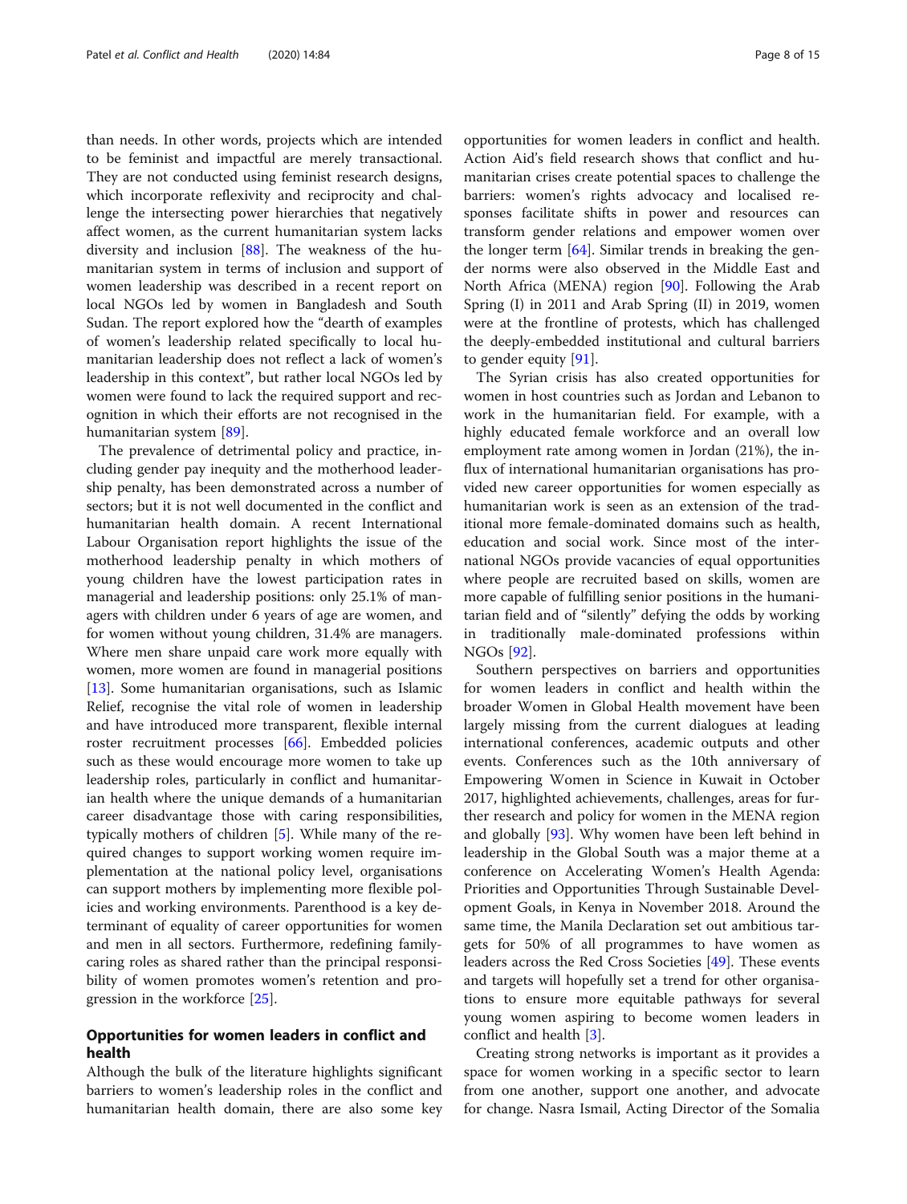than needs. In other words, projects which are intended to be feminist and impactful are merely transactional. They are not conducted using feminist research designs, which incorporate reflexivity and reciprocity and challenge the intersecting power hierarchies that negatively affect women, as the current humanitarian system lacks diversity and inclusion [88]. The weakness of the humanitarian system in terms of inclusion and support of women leadership was described in a recent report on local NGOs led by women in Bangladesh and South Sudan. The report explored how the "dearth of examples of women's leadership related specifically to local humanitarian leadership does not reflect a lack of women's leadership in this context", but rather local NGOs led by women were found to lack the required support and recognition in which their efforts are not recognised in the humanitarian system [89].

The prevalence of detrimental policy and practice, including gender pay inequity and the motherhood leadership penalty, has been demonstrated across a number of sectors; but it is not well documented in the conflict and humanitarian health domain. A recent International Labour Organisation report highlights the issue of the motherhood leadership penalty in which mothers of young children have the lowest participation rates in managerial and leadership positions: only 25.1% of managers with children under 6 years of age are women, and for women without young children, 31.4% are managers. Where men share unpaid care work more equally with women, more women are found in managerial positions [13]. Some humanitarian organisations, such as Islamic Relief, recognise the vital role of women in leadership and have introduced more transparent, flexible internal roster recruitment processes [66]. Embedded policies such as these would encourage more women to take up leadership roles, particularly in conflict and humanitarian health where the unique demands of a humanitarian career disadvantage those with caring responsibilities, typically mothers of children [5]. While many of the required changes to support working women require implementation at the national policy level, organisations can support mothers by implementing more flexible policies and working environments. Parenthood is a key determinant of equality of career opportunities for women and men in all sectors. Furthermore, redefining family-caring roles as shared rather than the principal responsibility of women promotes women's retention and progression in the workforce [25].

## Opportunities for women leaders in conflict and health

Although the bulk of the literature highlights significant barriers to women's leadership roles in the conflict and humanitarian health domain, there are also some key opportunities for women leaders in conflict and health. Action Aid's field research shows that conflict and humanitarian crises create potential spaces to challenge the barriers: women's rights advocacy and localised responses facilitate shifts in power and resources can transform gender relations and empower women over the longer term [64]. Similar trends in breaking the gender norms were also observed in the Middle East and North Africa (MENA) region [90]. Following the Arab Spring (I) in 2011 and Arab Spring (II) in 2019, women were at the frontline of protests, which has challenged the deeply-embedded institutional and cultural barriers to gender equity [91].

The Syrian crisis has also created opportunities for women in host countries such as Jordan and Lebanon to work in the humanitarian field. For example, with a highly educated female workforce and an overall low employment rate among women in Jordan (21%), the influx of international humanitarian organisations has provided new career opportunities for women especially as humanitarian work is seen as an extension of the traditional more female-dominated domains such as health, education and social work. Since most of the international NGOs provide vacancies of equal opportunities where people are recruited based on skills, women are more capable of fulfilling senior positions in the humanitarian field and of "silently" defying the odds by working in traditionally male-dominated professions within NGOs [92].

Southern perspectives on barriers and opportunities for women leaders in conflict and health within the broader Women in Global Health movement have been largely missing from the current dialogues at leading international conferences, academic outputs and other events. Conferences such as the 10th anniversary of Empowering Women in Science in Kuwait in October 2017, highlighted achievements, challenges, areas for further research and policy for women in the MENA region and globally [93]. Why women have been left behind in leadership in the Global South was a major theme at a conference on Accelerating Women's Health Agenda: Priorities and Opportunities Through Sustainable Development Goals, in Kenya in November 2018. Around the same time, the Manila Declaration set out ambitious targets for 50% of all programmes to have women as leaders across the Red Cross Societies [49]. These events and targets will hopefully set a trend for other organisations to ensure more equitable pathways for several young women aspiring to become women leaders in conflict and health [3].

Creating strong networks is important as it provides a space for women working in a specific sector to learn from one another, support one another, and advocate for change. Nasra Ismail, Acting Director of the Somalia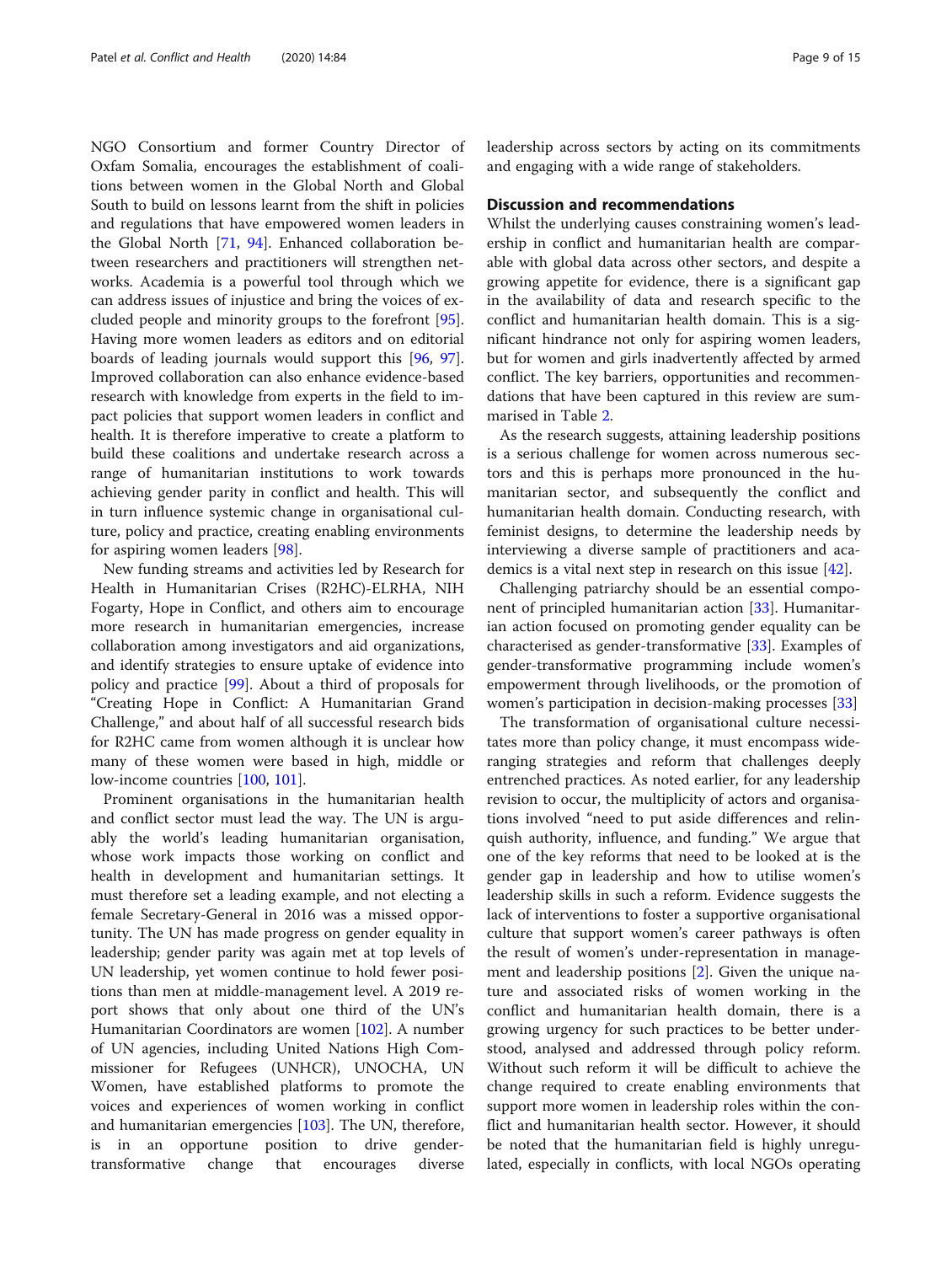NGO Consortium and former Country Director of Oxfam Somalia, encourages the establishment of coalitions between women in the Global North and Global South to build on lessons learnt from the shift in policies and regulations that have empowered women leaders in the Global North [71, 94]. Enhanced collaboration between researchers and practitioners will strengthen networks. Academia is a powerful tool through which we can address issues of injustice and bring the voices of excluded people and minority groups to the forefront [95]. Having more women leaders as editors and on editorial boards of leading journals would support this [96, 97]. Improved collaboration can also enhance evidence-based research with knowledge from experts in the field to impact policies that support women leaders in conflict and health. It is therefore imperative to create a platform to build these coalitions and undertake research across a range of humanitarian institutions to work towards achieving gender parity in conflict and health. This will in turn influence systemic change in organisational culture, policy and practice, creating enabling environments for aspiring women leaders [98].

New funding streams and activities led by Research for Health in Humanitarian Crises (R2HC)-ELRHA, NIH Fogarty, Hope in Conflict, and others aim to encourage more research in humanitarian emergencies, increase collaboration among investigators and aid organizations, and identify strategies to ensure uptake of evidence into policy and practice [99]. About a third of proposals for "Creating Hope in Conflict: A Humanitarian Grand Challenge," and about half of all successful research bids for R2HC came from women although it is unclear how many of these women were based in high, middle or low-income countries [100, 101].

Prominent organisations in the humanitarian health and conflict sector must lead the way. The UN is arguably the world's leading humanitarian organisation, whose work impacts those working on conflict and health in development and humanitarian settings. It must therefore set a leading example, and not electing a female Secretary-General in 2016 was a missed opportunity. The UN has made progress on gender equality in leadership; gender parity was again met at top levels of UN leadership, yet women continue to hold fewer positions than men at middle-management level. A 2019 report shows that only about one third of the UN's Humanitarian Coordinators are women [102]. A number of UN agencies, including United Nations High Commissioner for Refugees (UNHCR), UNOCHA, UN Women, have established platforms to promote the voices and experiences of women working in conflict and humanitarian emergencies [103]. The UN, therefore, is in an opportune position to drive gender-transformative change that encourages diverse leadership across sectors by acting on its commitments and engaging with a wide range of stakeholders.

## Discussion and recommendations

Whilst the underlying causes constraining women's leadership in conflict and humanitarian health are comparable with global data across other sectors, and despite a growing appetite for evidence, there is a significant gap in the availability of data and research specific to the conflict and humanitarian health domain. This is a significant hindrance not only for aspiring women leaders, but for women and girls inadvertently affected by armed conflict. The key barriers, opportunities and recommendations that have been captured in this review are summarised in Table 2.

As the research suggests, attaining leadership positions is a serious challenge for women across numerous sectors and this is perhaps more pronounced in the humanitarian sector, and subsequently the conflict and humanitarian health domain. Conducting research, with feminist designs, to determine the leadership needs by interviewing a diverse sample of practitioners and academics is a vital next step in research on this issue [42].

Challenging patriarchy should be an essential component of principled humanitarian action [33]. Humanitarian action focused on promoting gender equality can be characterised as gender-transformative [33]. Examples of gender-transformative programming include women's empowerment through livelihoods, or the promotion of women's participation in decision-making processes [33]

The transformation of organisational culture necessitates more than policy change, it must encompass wide-ranging strategies and reform that challenges deeply entrenched practices. As noted earlier, for any leadership revision to occur, the multiplicity of actors and organisations involved "need to put aside differences and relinquish authority, influence, and funding." We argue that one of the key reforms that need to be looked at is the gender gap in leadership and how to utilise women's leadership skills in such a reform. Evidence suggests the lack of interventions to foster a supportive organisational culture that support women's career pathways is often the result of women's under-representation in management and leadership positions [2]. Given the unique nature and associated risks of women working in the conflict and humanitarian health domain, there is a growing urgency for such practices to be better understood, analysed and addressed through policy reform. Without such reform it will be difficult to achieve the change required to create enabling environments that support more women in leadership roles within the conflict and humanitarian health sector. However, it should be noted that the humanitarian field is highly unregulated, especially in conflicts, with local NGOs operating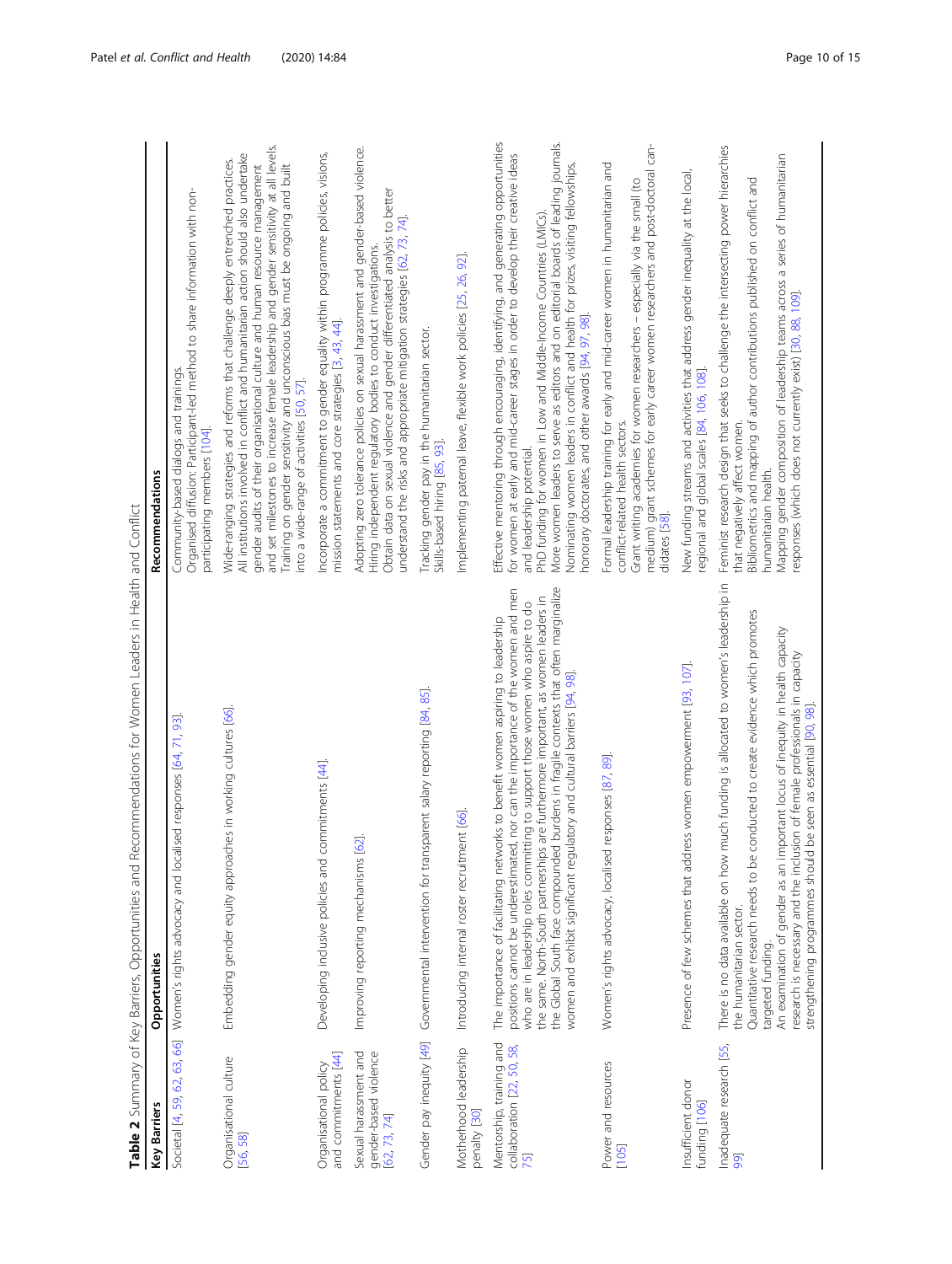**Table 2** Summary of Key Barriers, Opportunities and Recommendations for Women Leaders in Health and Conflict

| Key Barriers | Opportunities | Recommendations |
| --- | --- | --- |
| Societal [4, 59, 62, 63, 66] | Women's rights advocacy and localised responses [64, 71, 93]. | Community-based dialogs and trainings.<br>Organised diffusion: Participant-led method to share information with non-participating members [104]. |
| Organisational culture [56, 58] | Embedding gender equity approaches in working cultures [66]. | Wide-ranging strategies and reforms that challenge deeply entrenched practices.<br>All institutions involved in conflict and humanitarian action should also undertake gender audits of their organisational culture and human resource management and set milestones to increase female leadership and gender sensitivity at all levels.<br>Training on gender sensitivity and unconscious bias must be ongoing and built into a wide-range of activities [50, 57]. |
| Organisational policy and commitments [44] | Developing inclusive policies and commitments [44]. | Incorporate a commitment to gender equality within programme policies, visions, mission statements and core strategies [3, 43, 44]. |
| Sexual harassment and gender-based violence [62, 73, 74] | Improving reporting mechanisms [62]. | Adopting zero tolerance policies on sexual harassment and gender-based violence.<br>Hiring independent regulatory bodies to conduct investigations.<br>Obtain data on sexual violence and gender differentiated analysis to better understand the risks and appropriate mitigation strategies [62, 73, 74]. |
| Gender pay inequity [49] | Governmental intervention for transparent salary reporting [84, 85]. | Tracking gender pay in the humanitarian sector.<br>Skills-based hiring [85, 93]. |
| Motherhood leadership penalty [30] | Introducing internal roster recruitment [66]. | Implementing paternal leave, flexible work policies [25, 26, 92]. |
| Mentorship, training and collaboration [22, 50, 58, 75] | The importance of facilitating networks to benefit women aspiring to leadership positions cannot be underestimated, nor can the importance of the women and men who are in leadership roles committing to support those women who aspire to do the same. North-South partnerships are furthermore important, as women leaders in the Global South face compounded burdens in fragile contexts that often marginalize women and exhibit significant regulatory and cultural barriers [94, 98]. | Effective mentoring through encouraging, identifying, and generating opportunities for women at early and mid-career stages in order to develop their creative ideas and leadership potential.<br>PhD funding for women in Low and Middle-Income Countries (LMICs).<br>More women leaders to serve as editors and on editorial boards of leading journals.<br>Nominating women leaders in conflict and health for prizes, visiting fellowships, honorary doctorates, and other awards [94, 97, 98]. |
| Power and resources [105] | Women's rights advocacy, localised responses [87, 89]. | Formal leadership training for early and mid-career women in humanitarian and conflict-related health sectors.<br>Grant writing academies for women researchers – especially via the small (to medium) grant schemes for early career women researchers and post-doctoral candidates [58]. |
| Insufficient donor funding [106] | Presence of few schemes that address women empowerment [93, 107]. | New funding streams and activities that address gender inequality at the local, regional and global scales [84, 106, 108]. |
| Inadequate research [55, 99] | There is no data available on how much funding is allocated to women's leadership in the humanitarian sector.<br>Quantitative research needs to be conducted to create evidence which promotes targeted funding.<br>An examination of gender as an important locus of inequity in health capacity research is necessary and the inclusion of female professionals in capacity strengthening programmes should be seen as essential [90, 98]. | Feminist research design that seeks to challenge the intersecting power hierarchies that negatively affect women.<br>Bibliometrics and mapping of author contributions published on conflict and humanitarian health.<br>Mapping gender composition of leadership teams across a series of humanitarian responses (which does not currently exist) [30, 88, 109]. |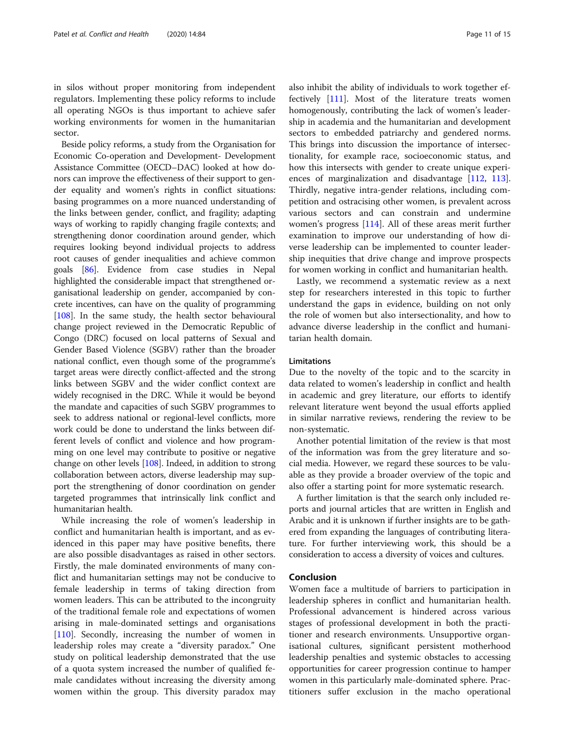in silos without proper monitoring from independent regulators. Implementing these policy reforms to include all operating NGOs is thus important to achieve safer working environments for women in the humanitarian sector.

Beside policy reforms, a study from the Organisation for Economic Co-operation and Development- Development Assistance Committee (OECD–DAC) looked at how donors can improve the effectiveness of their support to gender equality and women's rights in conflict situations: basing programmes on a more nuanced understanding of the links between gender, conflict, and fragility; adapting ways of working to rapidly changing fragile contexts; and strengthening donor coordination around gender, which requires looking beyond individual projects to address root causes of gender inequalities and achieve common goals [86]. Evidence from case studies in Nepal highlighted the considerable impact that strengthened organisational leadership on gender, accompanied by concrete incentives, can have on the quality of programming [108]. In the same study, the health sector behavioural change project reviewed in the Democratic Republic of Congo (DRC) focused on local patterns of Sexual and Gender Based Violence (SGBV) rather than the broader national conflict, even though some of the programme's target areas were directly conflict-affected and the strong links between SGBV and the wider conflict context are widely recognised in the DRC. While it would be beyond the mandate and capacities of such SGBV programmes to seek to address national or regional-level conflicts, more work could be done to understand the links between different levels of conflict and violence and how programming on one level may contribute to positive or negative change on other levels [108]. Indeed, in addition to strong collaboration between actors, diverse leadership may support the strengthening of donor coordination on gender targeted programmes that intrinsically link conflict and humanitarian health.

While increasing the role of women's leadership in conflict and humanitarian health is important, and as evidenced in this paper may have positive benefits, there are also possible disadvantages as raised in other sectors. Firstly, the male dominated environments of many conflict and humanitarian settings may not be conducive to female leadership in terms of taking direction from women leaders. This can be attributed to the incongruity of the traditional female role and expectations of women arising in male-dominated settings and organisations [110]. Secondly, increasing the number of women in leadership roles may create a "diversity paradox." One study on political leadership demonstrated that the use of a quota system increased the number of qualified female candidates without increasing the diversity among women within the group. This diversity paradox may also inhibit the ability of individuals to work together effectively [111]. Most of the literature treats women homogenously, contributing the lack of women's leadership in academia and the humanitarian and development sectors to embedded patriarchy and gendered norms. This brings into discussion the importance of intersectionality, for example race, socioeconomic status, and how this intersects with gender to create unique experiences of marginalization and disadvantage [112, 113]. Thirdly, negative intra-gender relations, including competition and ostracising other women, is prevalent across various sectors and can constrain and undermine women's progress [114]. All of these areas merit further examination to improve our understanding of how diverse leadership can be implemented to counter leadership inequities that drive change and improve prospects for women working in conflict and humanitarian health.

Lastly, we recommend a systematic review as a next step for researchers interested in this topic to further understand the gaps in evidence, building on not only the role of women but also intersectionality, and how to advance diverse leadership in the conflict and humanitarian health domain.

### Limitations

Due to the novelty of the topic and to the scarcity in data related to women's leadership in conflict and health in academic and grey literature, our efforts to identify relevant literature went beyond the usual efforts applied in similar narrative reviews, rendering the review to be non-systematic.

Another potential limitation of the review is that most of the information was from the grey literature and social media. However, we regard these sources to be valuable as they provide a broader overview of the topic and also offer a starting point for more systematic research.

A further limitation is that the search only included reports and journal articles that are written in English and Arabic and it is unknown if further insights are to be gathered from expanding the languages of contributing literature. For further interviewing work, this should be a consideration to access a diversity of voices and cultures.

## Conclusion

Women face a multitude of barriers to participation in leadership spheres in conflict and humanitarian health. Professional advancement is hindered across various stages of professional development in both the practitioner and research environments. Unsupportive organisational cultures, significant persistent motherhood leadership penalties and systemic obstacles to accessing opportunities for career progression continue to hamper women in this particularly male-dominated sphere. Practitioners suffer exclusion in the macho operational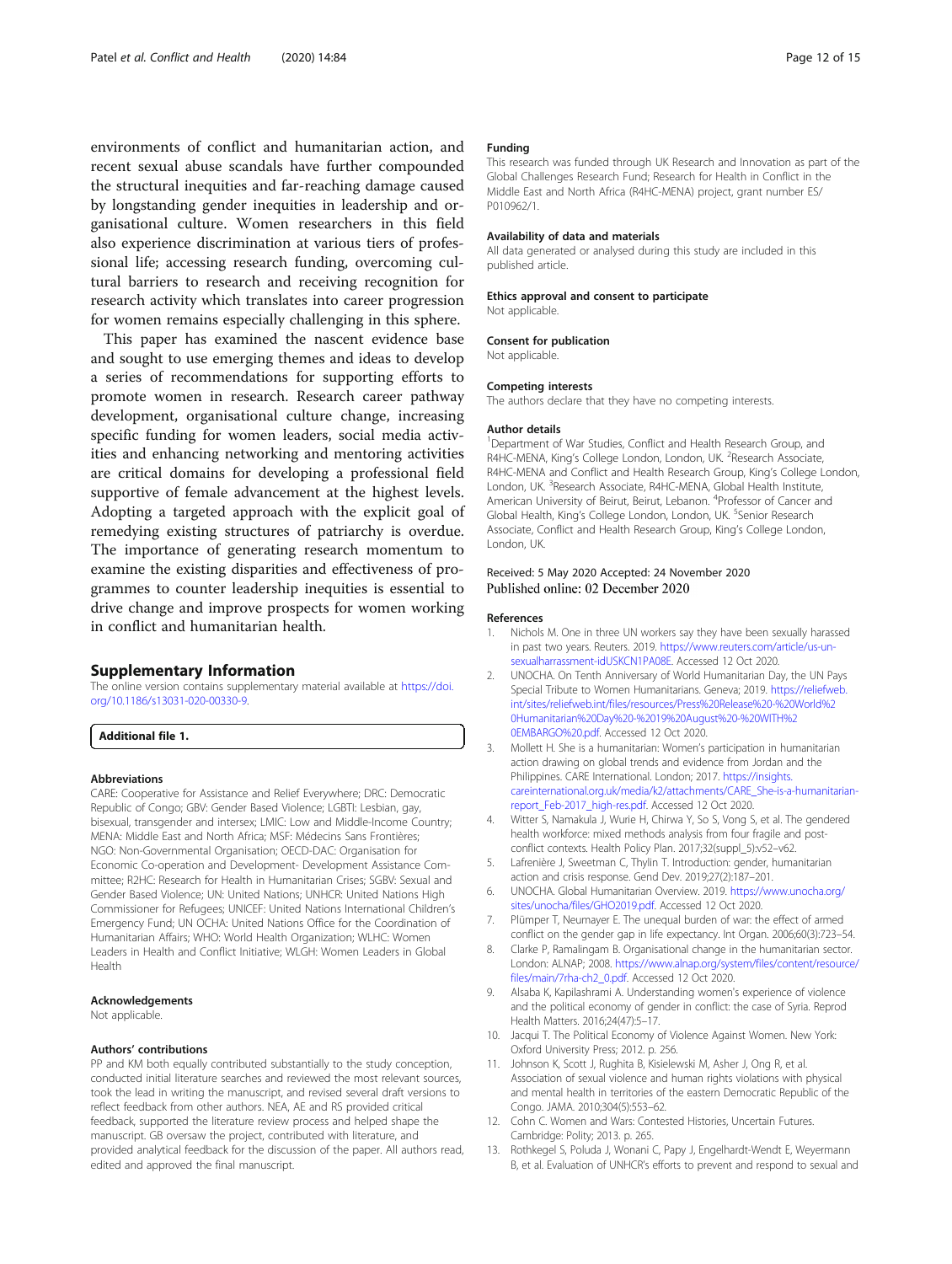environments of conflict and humanitarian action, and recent sexual abuse scandals have further compounded the structural inequities and far-reaching damage caused by longstanding gender inequities in leadership and organisational culture. Women researchers in this field also experience discrimination at various tiers of professional life; accessing research funding, overcoming cultural barriers to research and receiving recognition for research activity which translates into career progression for women remains especially challenging in this sphere.

This paper has examined the nascent evidence base and sought to use emerging themes and ideas to develop a series of recommendations for supporting efforts to promote women in research. Research career pathway development, organisational culture change, increasing specific funding for women leaders, social media activities and enhancing networking and mentoring activities are critical domains for developing a professional field supportive of female advancement at the highest levels. Adopting a targeted approach with the explicit goal of remedying existing structures of patriarchy is overdue. The importance of generating research momentum to examine the existing disparities and effectiveness of programmes to counter leadership inequities is essential to drive change and improve prospects for women working in conflict and humanitarian health.

## Supplementary Information

The online version contains supplementary material available at https://doi.org/10.1186/s13031-020-00330-9.

**Additional file 1.**

### Abbreviations

CARE: Cooperative for Assistance and Relief Everywhere; DRC: Democratic Republic of Congo; GBV: Gender Based Violence; LGBTI: Lesbian, gay, bisexual, transgender and intersex; LMIC: Low and Middle-Income Country; MENA: Middle East and North Africa; MSF: Médecins Sans Frontières; NGO: Non-Governmental Organisation; OECD-DAC: Organisation for Economic Co-operation and Development- Development Assistance Committee; R2HC: Research for Health in Humanitarian Crises; SGBV: Sexual and Gender Based Violence; UN: United Nations; UNHCR: United Nations High Commissioner for Refugees; UNICEF: United Nations International Children's Emergency Fund; UN OCHA: United Nations Office for the Coordination of Humanitarian Affairs; WHO: World Health Organization; WLHC: Women Leaders in Health and Conflict Initiative; WLGH: Women Leaders in Global Health

### Acknowledgements

Not applicable.

### Authors' contributions

PP and KM both equally contributed substantially to the study conception, conducted initial literature searches and reviewed the most relevant sources, took the lead in writing the manuscript, and revised several draft versions to reflect feedback from other authors. NEA, AE and RS provided critical feedback, supported the literature review process and helped shape the manuscript. GB oversaw the project, contributed with literature, and provided analytical feedback for the discussion of the paper. All authors read, edited and approved the final manuscript.

### Funding

This research was funded through UK Research and Innovation as part of the Global Challenges Research Fund; Research for Health in Conflict in the Middle East and North Africa (R4HC-MENA) project, grant number ES/P010962/1.

### Availability of data and materials

All data generated or analysed during this study are included in this published article.

### Ethics approval and consent to participate

Not applicable.

### Consent for publication

Not applicable.

### Competing interests

The authors declare that they have no competing interests.

### Author details

[1]Department of War Studies, Conflict and Health Research Group, and R4HC-MENA, King's College London, London, UK. [2]Research Associate, R4HC-MENA and Conflict and Health Research Group, King's College London, London, UK. [3]Research Associate, R4HC-MENA, Global Health Institute, American University of Beirut, Beirut, Lebanon. [4]Professor of Cancer and Global Health, King's College London, London, UK. [5]Senior Research Associate, Conflict and Health Research Group, King's College London, London, UK.

Received: 5 May 2020 Accepted: 24 November 2020
Published online: 02 December 2020

### References

1. Nichols M. One in three UN workers say they have been sexually harassed in past two years. Reuters. 2019. https://www.reuters.com/article/us-un-sexualharrassment-idUSKCN1PA08E. Accessed 12 Oct 2020.
2. UNOCHA. On Tenth Anniversary of World Humanitarian Day, the UN Pays Special Tribute to Women Humanitarians. Geneva; 2019. https://reliefweb.int/sites/reliefweb.int/files/resources/Press%20Release%20-%20World%20Humanitarian%20Day%20-%2019%20August%20-%20WITH%20EMBARGO%20.pdf. Accessed 12 Oct 2020.
3. Mollett H. She is a humanitarian: Women's participation in humanitarian action drawing on global trends and evidence from Jordan and the Philippines. CARE International. London; 2017. https://insights.careinternational.org.uk/media/k2/attachments/CARE_She-is-a-humanitarian-report_Feb-2017_high-res.pdf. Accessed 12 Oct 2020.
4. Witter S, Namakula J, Wurie H, Chirwa Y, So S, Vong S, et al. The gendered health workforce: mixed methods analysis from four fragile and post-conflict contexts. Health Policy Plan. 2017;32(suppl_5):v52–v62.
5. Lafrenière J, Sweetman C, Thylin T. Introduction: gender, humanitarian action and crisis response. Gend Dev. 2019;27(2):187–201.
6. UNOCHA. Global Humanitarian Overview. 2019. https://www.unocha.org/sites/unocha/files/GHO2019.pdf. Accessed 12 Oct 2020.
7. Plümper T, Neumayer E. The unequal burden of war: the effect of armed conflict on the gender gap in life expectancy. Int Organ. 2006;60(3):723–54.
8. Clarke P, Ramalingam B. Organisational change in the humanitarian sector. London: ALNAP; 2008. https://www.alnap.org/system/files/content/resource/files/main/7rha-ch2_0.pdf. Accessed 12 Oct 2020.
9. Alsaba K, Kapilashrami A. Understanding women's experience of violence and the political economy of gender in conflict: the case of Syria. Reprod Health Matters. 2016;24(47):5–17.
10. Jacqui T. The Political Economy of Violence Against Women. New York: Oxford University Press; 2012. p. 256.
11. Johnson K, Scott J, Rughita B, Kisielewski M, Asher J, Ong R, et al. Association of sexual violence and human rights violations with physical and mental health in territories of the eastern Democratic Republic of the Congo. JAMA. 2010;304(5):553–62.
12. Cohn C. Women and Wars: Contested Histories, Uncertain Futures. Cambridge: Polity; 2013. p. 265.
13. Rothkegel S, Poluda J, Wonani C, Papy J, Engelhardt-Wendt E, Weyermann B, et al. Evaluation of UNHCR's efforts to prevent and respond to sexual and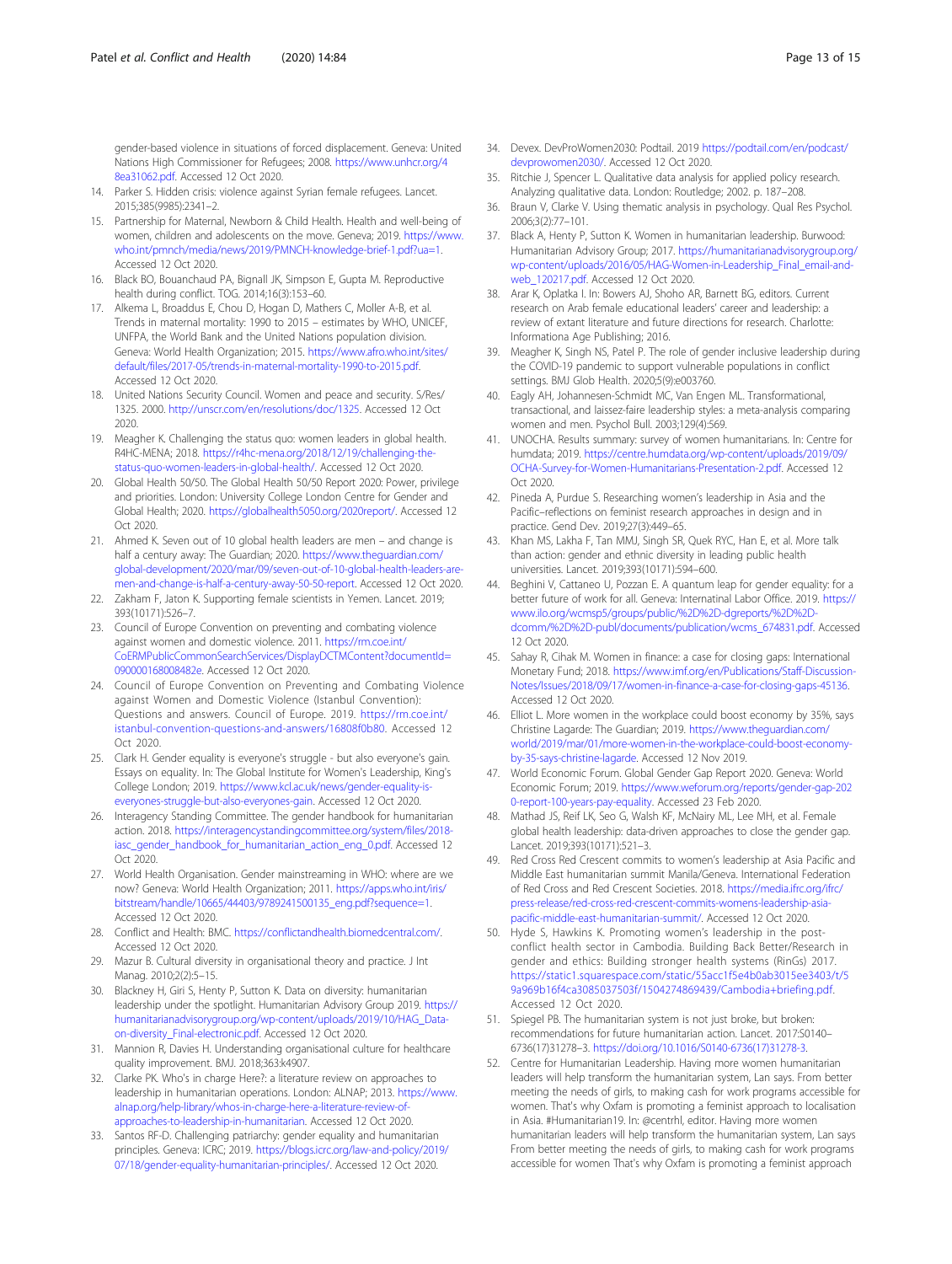gender-based violence in situations of forced displacement. Geneva: United Nations High Commissioner for Refugees; 2008. https://www.unhcr.org/48ea31062.pdf. Accessed 12 Oct 2020.

14. Parker S. Hidden crisis: violence against Syrian female refugees. Lancet. 2015;385(9985):2341–2.
15. Partnership for Maternal, Newborn & Child Health. Health and well-being of women, children and adolescents on the move. Geneva; 2019. https://www.who.int/pmnch/media/news/2019/PMNCH-knowledge-brief-1.pdf?ua=1. Accessed 12 Oct 2020.
16. Black BO, Bouanchaud PA, Bignall JK, Simpson E, Gupta M. Reproductive health during conflict. TOG. 2014;16(3):153–60.
17. Alkema L, Broaddus E, Chou D, Hogan D, Mathers C, Moller A-B, et al. Trends in maternal mortality: 1990 to 2015 – estimates by WHO, UNICEF, UNFPA, the World Bank and the United Nations population division. Geneva: World Health Organization; 2015. https://www.afro.who.int/sites/default/files/2017-05/trends-in-maternal-mortality-1990-to-2015.pdf. Accessed 12 Oct 2020.
18. United Nations Security Council. Women and peace and security. S/Res/1325. 2000. http://unscr.com/en/resolutions/doc/1325. Accessed 12 Oct 2020.
19. Meagher K. Challenging the status quo: women leaders in global health. R4HC-MENA; 2018. https://r4hc-mena.org/2018/12/19/challenging-the-status-quo-women-leaders-in-global-health/. Accessed 12 Oct 2020.
20. Global Health 50/50. The Global Health 50/50 Report 2020: Power, privilege and priorities. London: University College London Centre for Gender and Global Health; 2020. https://globalhealth5050.org/2020report/. Accessed 12 Oct 2020.
21. Ahmed K. Seven out of 10 global health leaders are men – and change is half a century away: The Guardian; 2020. https://www.theguardian.com/global-development/2020/mar/09/seven-out-of-10-global-health-leaders-are-men-and-change-is-half-a-century-away-50-50-report. Accessed 12 Oct 2020.
22. Zakham F, Jaton K. Supporting female scientists in Yemen. Lancet. 2019; 393(10171):526–7.
23. Council of Europe Convention on preventing and combating violence against women and domestic violence. 2011. https://rm.coe.int/CoERMPublicCommonSearchServices/DisplayDCTMContent?documentId=090000168008482e. Accessed 12 Oct 2020.
24. Council of Europe Convention on Preventing and Combating Violence against Women and Domestic Violence (Istanbul Convention): Questions and answers. Council of Europe. 2019. https://rm.coe.int/istanbul-convention-questions-and-answers/16808f0b80. Accessed 12 Oct 2020.
25. Clark H. Gender equality is everyone's struggle - but also everyone's gain. Essays on equality. In: The Global Institute for Women's Leadership, King's College London; 2019. https://www.kcl.ac.uk/news/gender-equality-is-everyones-struggle-but-also-everyones-gain. Accessed 12 Oct 2020.
26. Interagency Standing Committee. The gender handbook for humanitarian action. 2018. https://interagencystandingcommittee.org/system/files/2018-iasc_gender_handbook_for_humanitarian_action_eng_0.pdf. Accessed 12 Oct 2020.
27. World Health Organisation. Gender mainstreaming in WHO: where are we now? Geneva: World Health Organization; 2011. https://apps.who.int/iris/bitstream/handle/10665/44403/9789241500135_eng.pdf?sequence=1. Accessed 12 Oct 2020.
28. Conflict and Health: BMC. https://conflictandhealth.biomedcentral.com/. Accessed 12 Oct 2020.
29. Mazur B. Cultural diversity in organisational theory and practice. J Int Manag. 2010;2(2):5–15.
30. Blackney H, Giri S, Henty P, Sutton K. Data on diversity: humanitarian leadership under the spotlight. Humanitarian Advisory Group 2019. https://humanitarianadvisorygroup.org/wp-content/uploads/2019/10/HAG_Data-on-diversity_Final-electronic.pdf. Accessed 12 Oct 2020.
31. Mannion R, Davies H. Understanding organisational culture for healthcare quality improvement. BMJ. 2018;363:k4907.
32. Clarke PK. Who's in charge Here?: a literature review on approaches to leadership in humanitarian operations. London: ALNAP; 2013. https://www.alnap.org/help-library/whos-in-charge-here-a-literature-review-of-approaches-to-leadership-in-humanitarian. Accessed 12 Oct 2020.
33. Santos RF-D. Challenging patriarchy: gender equality and humanitarian principles. Geneva: ICRC; 2019. https://blogs.icrc.org/law-and-policy/2019/07/18/gender-equality-humanitarian-principles/. Accessed 12 Oct 2020.
34. Devex. DevProWomen2030: Podtail. 2019 https://podtail.com/en/podcast/devprowomen2030/. Accessed 12 Oct 2020.
35. Ritchie J, Spencer L. Qualitative data analysis for applied policy research. Analyzing qualitative data. London: Routledge; 2002. p. 187–208.
36. Braun V, Clarke V. Using thematic analysis in psychology. Qual Res Psychol. 2006;3(2):77–101.
37. Black A, Henty P, Sutton K. Women in humanitarian leadership. Burwood: Humanitarian Advisory Group; 2017. https://humanitarianadvisorygroup.org/wp-content/uploads/2016/05/HAG-Women-in-Leadership_Final_email-and-web_120217.pdf. Accessed 12 Oct 2020.
38. Arar K, Oplatka I. In: Bowers AJ, Shoho AR, Barnett BG, editors. Current research on Arab female educational leaders' career and leadership: a review of extant literature and future directions for research. Charlotte: Informationa Age Publishing; 2016.
39. Meagher K, Singh NS, Patel P. The role of gender inclusive leadership during the COVID-19 pandemic to support vulnerable populations in conflict settings. BMJ Glob Health. 2020;5(9):e003760.
40. Eagly AH, Johannesen-Schmidt MC, Van Engen ML. Transformational, transactional, and laissez-faire leadership styles: a meta-analysis comparing women and men. Psychol Bull. 2003;129(4):569.
41. UNOCHA. Results summary: survey of women humanitarians. In: Centre for humdata; 2019. https://centre.humdata.org/wp-content/uploads/2019/09/OCHA-Survey-for-Women-Humanitarians-Presentation-2.pdf. Accessed 12 Oct 2020.
42. Pineda A, Purdue S. Researching women's leadership in Asia and the Pacific–reflections on feminist research approaches in design and in practice. Gend Dev. 2019;27(3):449–65.
43. Khan MS, Lakha F, Tan MMJ, Singh SR, Quek RYC, Han E, et al. More talk than action: gender and ethnic diversity in leading public health universities. Lancet. 2019;393(10171):594–600.
44. Beghini V, Cattaneo U, Pozzan E. A quantum leap for gender equality: for a better future of work for all. Geneva: Internatinal Labor Office. 2019. https://www.ilo.org/wcmsp5/groups/public/%2D%2D-dgreports/%2D%2D-dcomm/%2D%2D-publ/documents/publication/wcms_674831.pdf. Accessed 12 Oct 2020.
45. Sahay R, Cihak M. Women in finance: a case for closing gaps: International Monetary Fund; 2018. https://www.imf.org/en/Publications/Staff-Discussion-Notes/Issues/2018/09/17/women-in-finance-a-case-for-closing-gaps-45136. Accessed 12 Oct 2020.
46. Elliot L. More women in the workplace could boost economy by 35%, says Christine Lagarde: The Guardian; 2019. https://www.theguardian.com/world/2019/mar/01/more-women-in-the-workplace-could-boost-economy-by-35-says-christine-lagarde. Accessed 12 Nov 2019.
47. World Economic Forum. Global Gender Gap Report 2020. Geneva: World Economic Forum; 2019. https://www.weforum.org/reports/gender-gap-2020-report-100-years-pay-equality. Accessed 23 Feb 2020.
48. Mathad JS, Reif LK, Seo G, Walsh KF, McNairy ML, Lee MH, et al. Female global health leadership: data-driven approaches to close the gender gap. Lancet. 2019;393(10171):521–3.
49. Red Cross Red Crescent commits to women's leadership at Asia Pacific and Middle East humanitarian summit Manila/Geneva. International Federation of Red Cross and Red Crescent Societies. 2018. https://media.ifrc.org/ifrc/press-release/red-cross-red-crescent-commits-womens-leadership-asia-pacific-middle-east-humanitarian-summit/. Accessed 12 Oct 2020.
50. Hyde S, Hawkins K. Promoting women's leadership in the post-conflict health sector in Cambodia. Building Back Better/Research in gender and ethics: Building stronger health systems (RinGs) 2017. https://static1.squarespace.com/static/55acc1f5e4b0ab3015ee3403/t/59a969b16f4ca3085037503f/1504274869439/Cambodia+briefing.pdf. Accessed 12 Oct 2020.
51. Spiegel PB. The humanitarian system is not just broke, but broken: recommendations for future humanitarian action. Lancet. 2017:S0140–6736(17)31278–3. https://doi.org/10.1016/S0140-6736(17)31278-3.
52. Centre for Humanitarian Leadership. Having more women humanitarian leaders will help transform the humanitarian system, Lan says. From better meeting the needs of girls, to making cash for work programs accessible for women. That's why Oxfam is promoting a feminist approach to localisation in Asia. #Humanitarian19. In: @centrhl, editor. Having more women humanitarian leaders will help transform the humanitarian system, Lan says From better meeting the needs of girls, to making cash for work programs accessible for women That's why Oxfam is promoting a feminist approach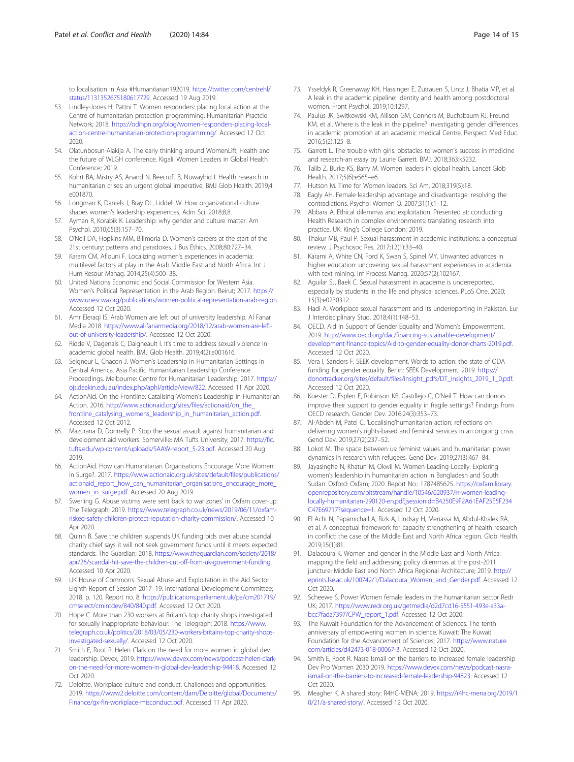to localisation in Asia #Humanitarian192019. https://twitter.com/centrehl/status/1131352675180617729. Accessed 19 Aug 2019.

53. Lindley-Jones H, Pattni T. Women responders: placing local action at the Centre of humanitarian protection programming: Humanitarian Practcie Network; 2018. https://odihpn.org/blog/women-responders-placing-local-action-centre-humanitarian-protection-programming/. Accessed 12 Oct 2020.
54. Olatunbosun-Alakija A. The early thinking around WomenLift, Health and the future of WLGH conference. Kigali: Women Leaders in Global Health Conference; 2019.
55. Kohrt BA, Mistry AS, Anand N, Beecroft B, Nuwayhid I. Health research in humanitarian crises: an urgent global imperative. BMJ Glob Health. 2019;4:e001870.
56. Longman K, Daniels J, Bray DL, Liddell W. How organizational culture shapes women's leadership experiences. Adm Sci. 2018;8,8.
57. Ayman R, Korabik K. Leadership: why gender and culture matter. Am Psychol. 2010;65(3):157–70.
58. O'Neil DA, Hopkins MM, Bilimoria D. Women's careers at the start of the 21st century: patterns and paradoxes. J Bus Ethics. 2008;80:727–34.
59. Karam CM, Afiouni F. Localizing women's experiences in academia: multilevel factors at play in the Arab Middle East and North Africa. Int J Hum Resour Manag. 2014;25(4):500–38.
60. United Nations Economic and Social Commission for Western Asia. Women's Political Representation in the Arab Region. Beirut; 2017. https://www.unescwa.org/publications/women-political-representation-arab-region. Accessed 12 Oct 2020.
61. Amr Eleraqi IS. Arab Women are left out of university leadership. Al Fanar Media 2018. https://www.al-fanarmedia.org/2018/12/arab-women-are-left-out-of-university-leadership/. Accessed 12 Oct 2020.
62. Ridde V, Dagenais C, Daigneault I. It's time to address sexual violence in academic global health. BMJ Glob Health. 2019;4(2):e001616.
63. Seigneur L, Chacon J. Women's Leadership in Humanitarian Settings in Central America. Asia Pacific Humanitarian Leadership Conference Proceedings. Melbourne: Centre for Humanitarian Leadership; 2017. https://ojs.deakin.edu.au/index.php/aphl/article/view/822. Accessed 11 Apr 2020.
64. ActionAid. On the Frontline: Catalising Women's Leadership in Humanitarian Action. 2016. http://www.actionaid.org/sites/files/actionaid/on_the_frontline_catalysing_womens_leadership_in_humanitarian_action.pdf. Accessed 12 Oct 2012.
65. Mazurana D, Donnelly P. Stop the sexual assault against humanitarian and development aid workers. Somerville: MA Tufts University; 2017. https://fic.tufts.edu/wp-content/uploads/SAAW-report_5-23.pdf. Accessed 20 Aug 2019.
66. ActionAid. How can Humanitarian Organisations Encourage More Women in Surge?. 2017. https://www.actionaid.org.uk/sites/default/files/publications/actionaid_report_how_can_humanitarian_organisations_encourage_more_women_in_surge.pdf. Accessed 20 Aug 2019.
67. Swerling G. Abuse victims were sent back to war zones' in Oxfam cover-up: The Telegraph; 2019. https://www.telegraph.co.uk/news/2019/06/11/oxfam-risked-safety-children-protect-reputation-charity-commission/. Accessed 10 Apr 2020.
68. Quinn B. Save the children suspends UK funding bids over abuse scandal: charity chief says it will not seek government funds until it meets expected standards: The Guardian; 2018. https://www.theguardian.com/society/2018/apr/26/scandal-hit-save-the-children-cut-off-from-uk-government-funding. Accessed 10 Apr 2020.
69. UK House of Commons. Sexual Abuse and Exploitation in the Aid Sector. Eighth Report of Session 2017–19: International Development Committee; 2018. p. 120. Report no. 8. https://publications.parliament.uk/pa/cm201719/cmselect/cmintdev/840/840.pdf. Accessed 12 Oct 2020.
70. Hope C. More than 230 workers at Britain's top charity shops investigated for sexually inappropriate behaviour: The Telegraph; 2018. https://www.telegraph.co.uk/politics/2018/03/05/230-workers-britains-top-charity-shops-investigated-sexually/. Accessed 12 Oct 2020.
71. Smith E, Root R. Helen Clark on the need for more women in global dev leadership. Devex; 2019. https://www.devex.com/news/podcast-helen-clark-on-the-need-for-more-women-in-global-dev-leadership-94418. Accessed 12 Oct 2020.
72. Deloitte. Workplace culture and conduct: Challenges and opportunities. 2019. https://www2.deloitte.com/content/dam/Deloitte/global/Documents/Finance/gx-fin-workplace-misconduct.pdf. Accessed 11 Apr 2020.
73. Ysseldyk R, Greenaway KH, Hassinger E, Zutrauen S, Lintz J, Bhatia MP, et al. A leak in the academic pipeline: identity and health among postdoctoral women. Front Psychol. 2019;10:1297.
74. Paulus JK, Switkowski KM, Allison GM, Connors M, Buchsbaum RJ, Freund KM, et al. Where is the leak in the pipeline? Investigating gender differences in academic promotion at an academic medical Centre. Perspect Med Educ. 2016;5(2):125–8.
75. Garrett L. The trouble with girls: obstacles to women's success in medicine and research-an essay by Laurie Garrett. BMJ. 2018;363:k5232.
76. Talib Z, Burke KS, Barry M. Women leaders in global health. Lancet Glob Health. 2017;5(6):e565–e6.
77. Hutson M. Time for Women leaders. Sci Am. 2018;319(5):18.
78. Eagly AH. Female leadership advantage and disadvantage: resolving the contradictions. Psychol Women Q. 2007;31(1):1–12.
79. Abbara A. Ethical dilemmas and exploitation. Presented at: conducting Health Research in complex environments: translating research into practice. UK: King's College London; 2019.
80. Thakur MB, Paul P. Sexual harassment in academic institutions: a conceptual review. J Psychosoc Res. 2017;12(1):33–40.
81. Karami A, White CN, Ford K, Swan S, Spinel MY. Unwanted advances in higher education: uncovering sexual harassment experiences in academia with text mining. Inf Process Manag. 2020;57(2):102167.
82. Aguilar SJ, Baek C. Sexual harassment in academe is underreported, especially by students in the life and physical sciences. PLoS One. 2020;15(3):e0230312.
83. Hadi A. Workplace sexual harassment and its underreporting in Pakistan. Eur J Interdisciplinary Stud. 2018;4(1):148–53.
84. OECD. Aid in Support of Gender Equality and Women's Empowerment. 2019. http://www.oecd.org/dac/financing-sustainable-development/development-finance-topics/Aid-to-gender-equality-donor-charts-2019.pdf. Accessed 12 Oct 2020.
85. Vera I, Sanders F. SEEK development. Words to action: the state of ODA funding for gender equality. Berlin: SEEK Development; 2019. https://donortracker.org/sites/default/files/insight_pdfs/DT_Insights_2019_1_0.pdf. Accessed 12 Oct 2020.
86. Koester D, Esplen E, Robinson KB, Castillejo C, O'Neil T. How can donors improve their support to gender equality in fragile settings? Findings from OECD research. Gender Dev. 2016;24(3):353–73.
87. Al-Abdeh M, Patel C. 'Localising'humanitarian action: reflections on delivering women's rights-based and feminist services in an ongoing crisis. Gend Dev. 2019;27(2):237–52.
88. Lokot M. The space between us: feminist values and humanitarian power dynamics in research with refugees. Gend Dev. 2019;27(3):467–84.
89. Jayasinghe N, Khatun M, Okwii M. Women Leading Locally: Exploring women's leadership in humanitarian action in Bangladesh and South Sudan. Oxford: Oxfam; 2020. Report No.: 1787485625. https://oxfamilibrary.openrepository.com/bitstream/handle/10546/620937/rr-women-leading-locally-humanitarian-290120-en.pdf;jsessionid=B4250E9F2A61EAF25E5F234C47E69717?sequence=1. Accessed 12 Oct 2020.
90. El Achi N, Papamichail A, Rizk A, Lindsay H, Menassa M, Abdul-Khalek RA, et al. A conceptual framework for capacity strengthening of health research in conflict: the case of the Middle East and North Africa region. Glob Health. 2019;15(1):81.
91. Dalacoura K. Women and gender in the Middle East and North Africa: mapping the field and addressing policy dilemmas at the post-2011 juncture: Middle East and North Africa Regional Architecture; 2019. http://eprints.lse.ac.uk/100742/1/Dalacoura_Women_and_Gender.pdf. Accessed 12 Oct 2020.
92. Scheewe S. Power Women female leaders in the humanitarian sector Redr UK; 2017. https://www.redr.org.uk/getmedia/d2d7cd16-5551-493e-a33a-bcc7fada7397/CPW_report_1.pdf. Accessed 12 Oct 2020.
93. The Kuwait Foundation for the Advancement of Sciences. The tenth anniversary of empowering women in science. Kuwait: The Kuwait Foundation for the Advancement of Sciences; 2017. https://www.nature.com/articles/d42473-018-00067-3. Accessed 12 Oct 2020.
94. Smith E, Root R. Nasra Ismail on the barriers to increased female leadership Dev Pro Women 2030 2019. https://www.devex.com/news/podcast-nasra-ismail-on-the-barriers-to-increased-female-leadership-94823. Accessed 12 Oct 2020.
95. Meagher K. A shared story: R4HC-MENA; 2019. https://r4hc-mena.org/2019/10/21/a-shared-story/. Accessed 12 Oct 2020.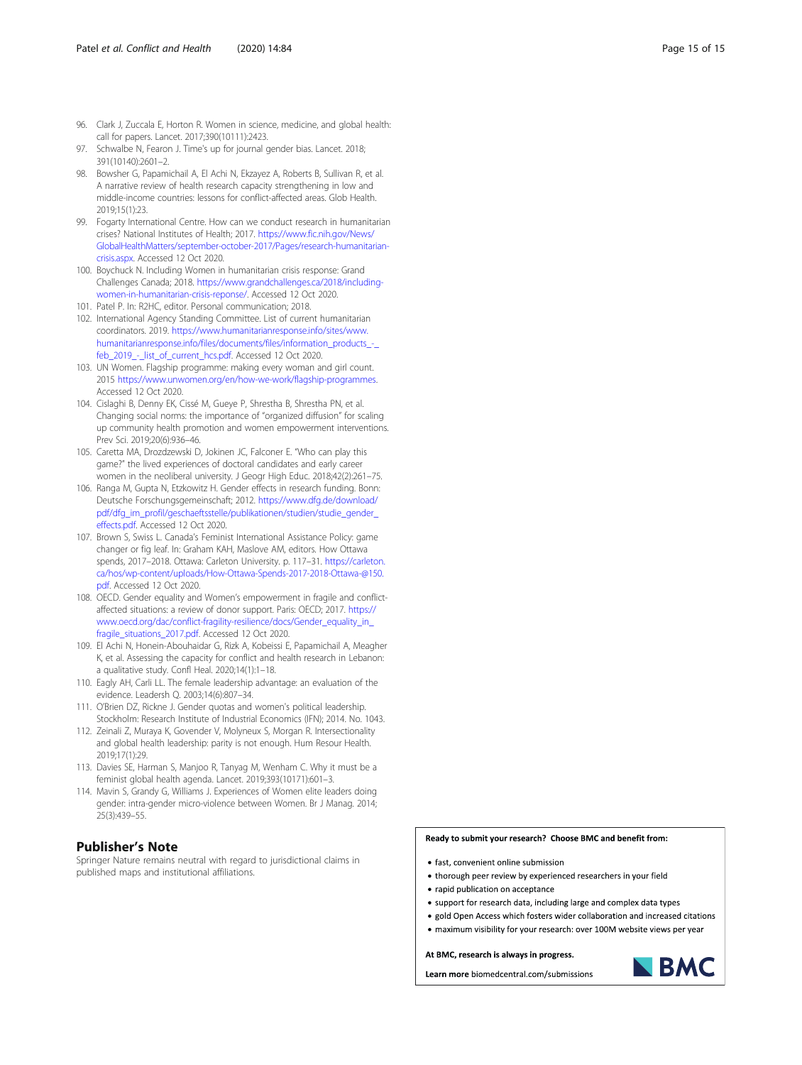96. Clark J, Zuccala E, Horton R. Women in science, medicine, and global health: call for papers. Lancet. 2017;390(10111):2423.
97. Schwalbe N, Fearon J. Time's up for journal gender bias. Lancet. 2018; 391(10140):2601–2.
98. Bowsher G, Papamichail A, El Achi N, Ekzayez A, Roberts B, Sullivan R, et al. A narrative review of health research capacity strengthening in low and middle-income countries: lessons for conflict-affected areas. Glob Health. 2019;15(1):23.
99. Fogarty International Centre. How can we conduct research in humanitarian crises? National Institutes of Health; 2017. https://www.fic.nih.gov/News/GlobalHealthMatters/september-october-2017/Pages/research-humanitarian-crisis.aspx. Accessed 12 Oct 2020.
100. Boychuck N. Including Women in humanitarian crisis response: Grand Challenges Canada; 2018. https://www.grandchallenges.ca/2018/including-women-in-humanitarian-crisis-reponse/. Accessed 12 Oct 2020.
101. Patel P. In: R2HC, editor. Personal communication; 2018.
102. International Agency Standing Committee. List of current humanitarian coordinators. 2019. https://www.humanitarianresponse.info/sites/www.humanitarianresponse.info/files/documents/files/information_products_-_feb_2019_-_list_of_current_hcs.pdf. Accessed 12 Oct 2020.
103. UN Women. Flagship programme: making every woman and girl count. 2015 https://www.unwomen.org/en/how-we-work/flagship-programmes. Accessed 12 Oct 2020.
104. Cislaghi B, Denny EK, Cissé M, Gueye P, Shrestha B, Shrestha PN, et al. Changing social norms: the importance of "organized diffusion" for scaling up community health promotion and women empowerment interventions. Prev Sci. 2019;20(6):936–46.
105. Caretta MA, Drozdzewski D, Jokinen JC, Falconer E. "Who can play this game?" the lived experiences of doctoral candidates and early career women in the neoliberal university. J Geogr High Educ. 2018;42(2):261–75.
106. Ranga M, Gupta N, Etzkowitz H. Gender effects in research funding. Bonn: Deutsche Forschungsgemeinschaft; 2012. https://www.dfg.de/download/pdf/dfg_im_profil/geschaeftsstelle/publikationen/studien/studie_gender_effects.pdf. Accessed 12 Oct 2020.
107. Brown S, Swiss L. Canada's Feminist International Assistance Policy: game changer or fig leaf. In: Graham KAH, Maslove AM, editors. How Ottawa spends, 2017–2018. Ottawa: Carleton University. p. 117–31. https://carleton.ca/hos/wp-content/uploads/How-Ottawa-Spends-2017-2018-Ottawa-@150.pdf. Accessed 12 Oct 2020.
108. OECD. Gender equality and Women's empowerment in fragile and conflict-affected situations: a review of donor support. Paris: OECD; 2017. https://www.oecd.org/dac/conflict-fragility-resilience/docs/Gender_equality_in_fragile_situations_2017.pdf. Accessed 12 Oct 2020.
109. El Achi N, Honein-Abouhaidar G, Rizk A, Kobeissi E, Papamichail A, Meagher K, et al. Assessing the capacity for conflict and health research in Lebanon: a qualitative study. Confl Heal. 2020;14(1):1–18.
110. Eagly AH, Carli LL. The female leadership advantage: an evaluation of the evidence. Leadersh Q. 2003;14(6):807–34.
111. O'Brien DZ, Rickne J. Gender quotas and women's political leadership. Stockholm: Research Institute of Industrial Economics (IFN); 2014. No. 1043.
112. Zeinali Z, Muraya K, Govender V, Molyneux S, Morgan R. Intersectionality and global health leadership: parity is not enough. Hum Resour Health. 2019;17(1):29.
113. Davies SE, Harman S, Manjoo R, Tanyag M, Wenham C. Why it must be a feminist global health agenda. Lancet. 2019;393(10171):601–3.
114. Mavin S, Grandy G, Williams J. Experiences of Women elite leaders doing gender: intra-gender micro-violence between Women. Br J Manag. 2014; 25(3):439–55.

## Publisher's Note

Springer Nature remains neutral with regard to jurisdictional claims in published maps and institutional affiliations.

**Ready to submit your research? Choose BMC and benefit from:**

- fast, convenient online submission
- thorough peer review by experienced researchers in your field
- rapid publication on acceptance
- support for research data, including large and complex data types
- gold Open Access which fosters wider collaboration and increased citations
- maximum visibility for your research: over 100M website views per year

**At BMC, research is always in progress.**

**Learn more** biomedcentral.com/submissions

BMC